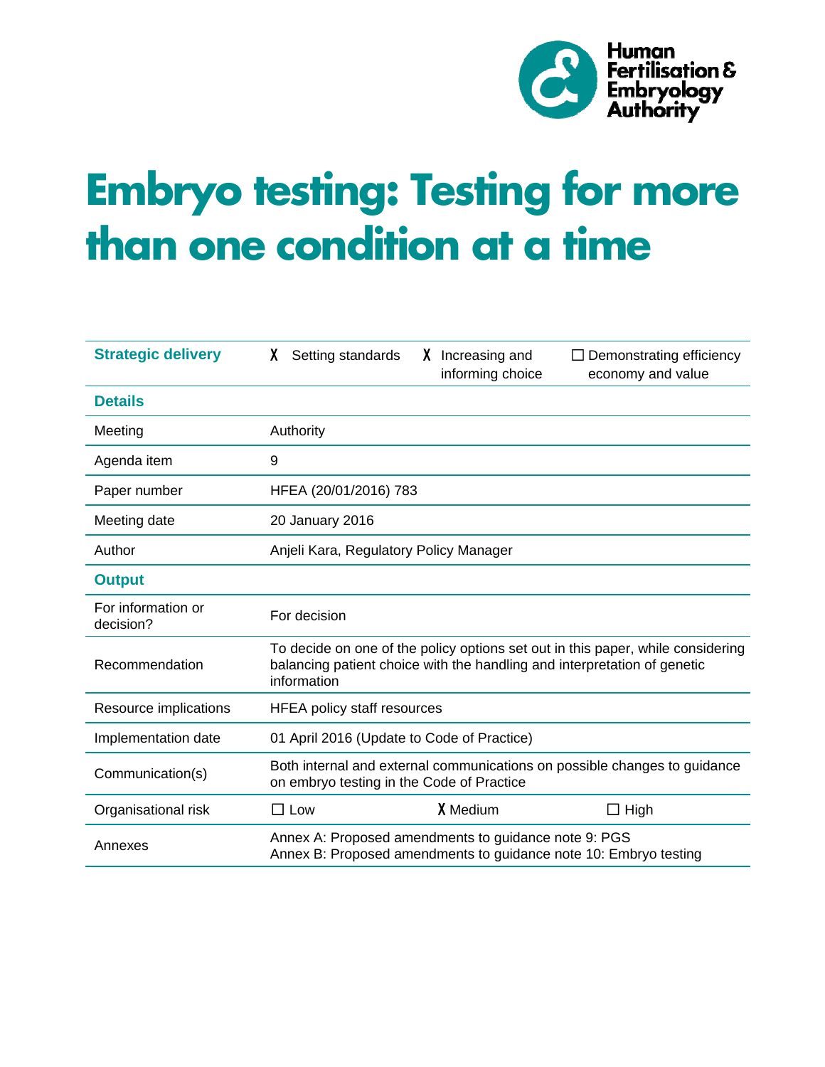Human Fertilisation & Embryology Authority

# Embryo testing: Testing for more than one condition at a time

| | | | |
|---|---|---|---|
| **Strategic delivery** | X Setting standards | X Increasing and informing choice | ☐ Demonstrating efficiency economy and value |
| **Details** | | | |
| Meeting | Authority | | |
| Agenda item | 9 | | |
| Paper number | HFEA (20/01/2016) 783 | | |
| Meeting date | 20 January 2016 | | |
| Author | Anjeli Kara, Regulatory Policy Manager | | |
| **Output** | | | |
| For information or decision? | For decision | | |
| Recommendation | To decide on one of the policy options set out in this paper, while considering balancing patient choice with the handling and interpretation of genetic information | | |
| Resource implications | HFEA policy staff resources | | |
| Implementation date | 01 April 2016 (Update to Code of Practice) | | |
| Communication(s) | Both internal and external communications on possible changes to guidance on embryo testing in the Code of Practice | | |
| Organisational risk | ☐ Low | X Medium | ☐ High |
| Annexes | Annex A: Proposed amendments to guidance note 9: PGS<br>Annex B: Proposed amendments to guidance note 10: Embryo testing | | |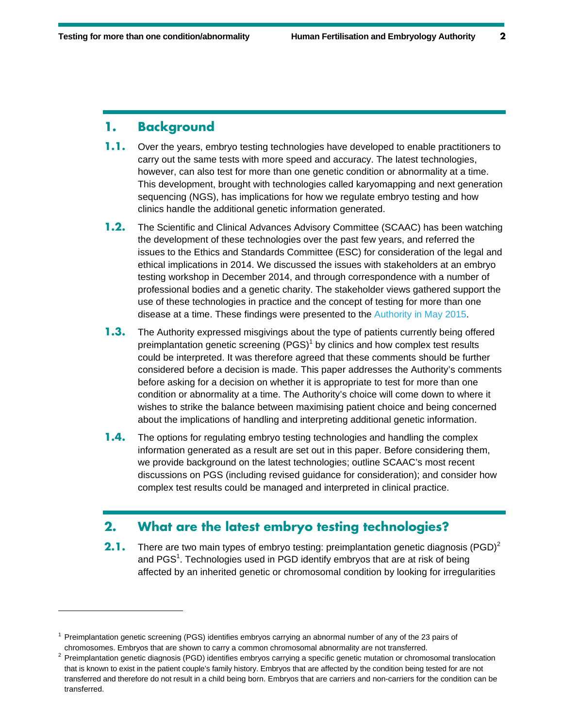## 1. Background

**1.1.** Over the years, embryo testing technologies have developed to enable practitioners to carry out the same tests with more speed and accuracy. The latest technologies, however, can also test for more than one genetic condition or abnormality at a time. This development, brought with technologies called karyomapping and next generation sequencing (NGS), has implications for how we regulate embryo testing and how clinics handle the additional genetic information generated.

**1.2.** The Scientific and Clinical Advances Advisory Committee (SCAAC) has been watching the development of these technologies over the past few years, and referred the issues to the Ethics and Standards Committee (ESC) for consideration of the legal and ethical implications in 2014. We discussed the issues with stakeholders at an embryo testing workshop in December 2014, and through correspondence with a number of professional bodies and a genetic charity. The stakeholder views gathered support the use of these technologies in practice and the concept of testing for more than one disease at a time. These findings were presented to the Authority in May 2015.

**1.3.** The Authority expressed misgivings about the type of patients currently being offered preimplantation genetic screening (PGS)[1] by clinics and how complex test results could be interpreted. It was therefore agreed that these comments should be further considered before a decision is made. This paper addresses the Authority's comments before asking for a decision on whether it is appropriate to test for more than one condition or abnormality at a time. The Authority's choice will come down to where it wishes to strike the balance between maximising patient choice and being concerned about the implications of handling and interpreting additional genetic information.

**1.4.** The options for regulating embryo testing technologies and handling the complex information generated as a result are set out in this paper. Before considering them, we provide background on the latest technologies; outline SCAAC's most recent discussions on PGS (including revised guidance for consideration); and consider how complex test results could be managed and interpreted in clinical practice.

## 2. What are the latest embryo testing technologies?

**2.1.** There are two main types of embryo testing: preimplantation genetic diagnosis (PGD)[2] and PGS[1]. Technologies used in PGD identify embryos that are at risk of being affected by an inherited genetic or chromosomal condition by looking for irregularities

---

[1] Preimplantation genetic screening (PGS) identifies embryos carrying an abnormal number of any of the 23 pairs of chromosomes. Embryos that are shown to carry a common chromosomal abnormality are not transferred.

[2] Preimplantation genetic diagnosis (PGD) identifies embryos carrying a specific genetic mutation or chromosomal translocation that is known to exist in the patient couple's family history. Embryos that are affected by the condition being tested for are not transferred and therefore do not result in a child being born. Embryos that are carriers and non-carriers for the condition can be transferred.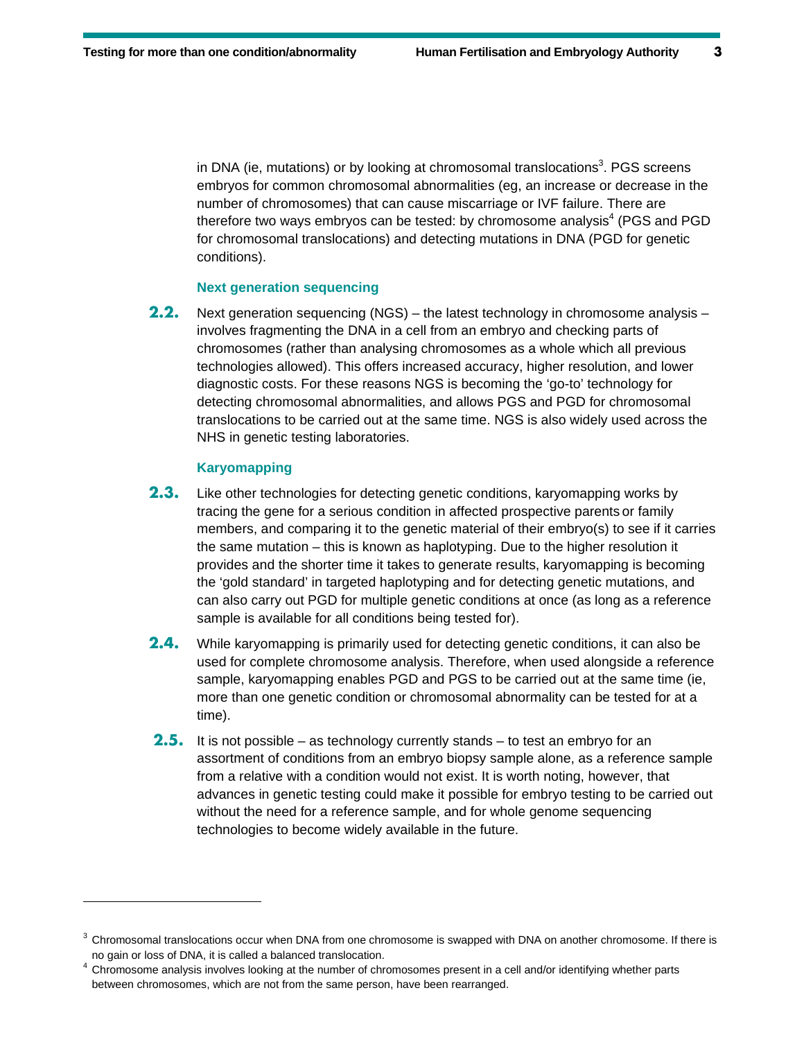in DNA (ie, mutations) or by looking at chromosomal translocations[3]. PGS screens embryos for common chromosomal abnormalities (eg, an increase or decrease in the number of chromosomes) that can cause miscarriage or IVF failure. There are therefore two ways embryos can be tested: by chromosome analysis[4] (PGS and PGD for chromosomal translocations) and detecting mutations in DNA (PGD for genetic conditions).

### Next generation sequencing

**2.2.** Next generation sequencing (NGS) – the latest technology in chromosome analysis – involves fragmenting the DNA in a cell from an embryo and checking parts of chromosomes (rather than analysing chromosomes as a whole which all previous technologies allowed). This offers increased accuracy, higher resolution, and lower diagnostic costs. For these reasons NGS is becoming the 'go-to' technology for detecting chromosomal abnormalities, and allows PGS and PGD for chromosomal translocations to be carried out at the same time. NGS is also widely used across the NHS in genetic testing laboratories.

### Karyomapping

**2.3.** Like other technologies for detecting genetic conditions, karyomapping works by tracing the gene for a serious condition in affected prospective parents or family members, and comparing it to the genetic material of their embryo(s) to see if it carries the same mutation – this is known as haplotyping. Due to the higher resolution it provides and the shorter time it takes to generate results, karyomapping is becoming the 'gold standard' in targeted haplotyping and for detecting genetic mutations, and can also carry out PGD for multiple genetic conditions at once (as long as a reference sample is available for all conditions being tested for).

**2.4.** While karyomapping is primarily used for detecting genetic conditions, it can also be used for complete chromosome analysis. Therefore, when used alongside a reference sample, karyomapping enables PGD and PGS to be carried out at the same time (ie, more than one genetic condition or chromosomal abnormality can be tested for at a time).

**2.5.** It is not possible – as technology currently stands – to test an embryo for an assortment of conditions from an embryo biopsy sample alone, as a reference sample from a relative with a condition would not exist. It is worth noting, however, that advances in genetic testing could make it possible for embryo testing to be carried out without the need for a reference sample, and for whole genome sequencing technologies to become widely available in the future.

---

[3] Chromosomal translocations occur when DNA from one chromosome is swapped with DNA on another chromosome. If there is no gain or loss of DNA, it is called a balanced translocation.

[4] Chromosome analysis involves looking at the number of chromosomes present in a cell and/or identifying whether parts between chromosomes, which are not from the same person, have been rearranged.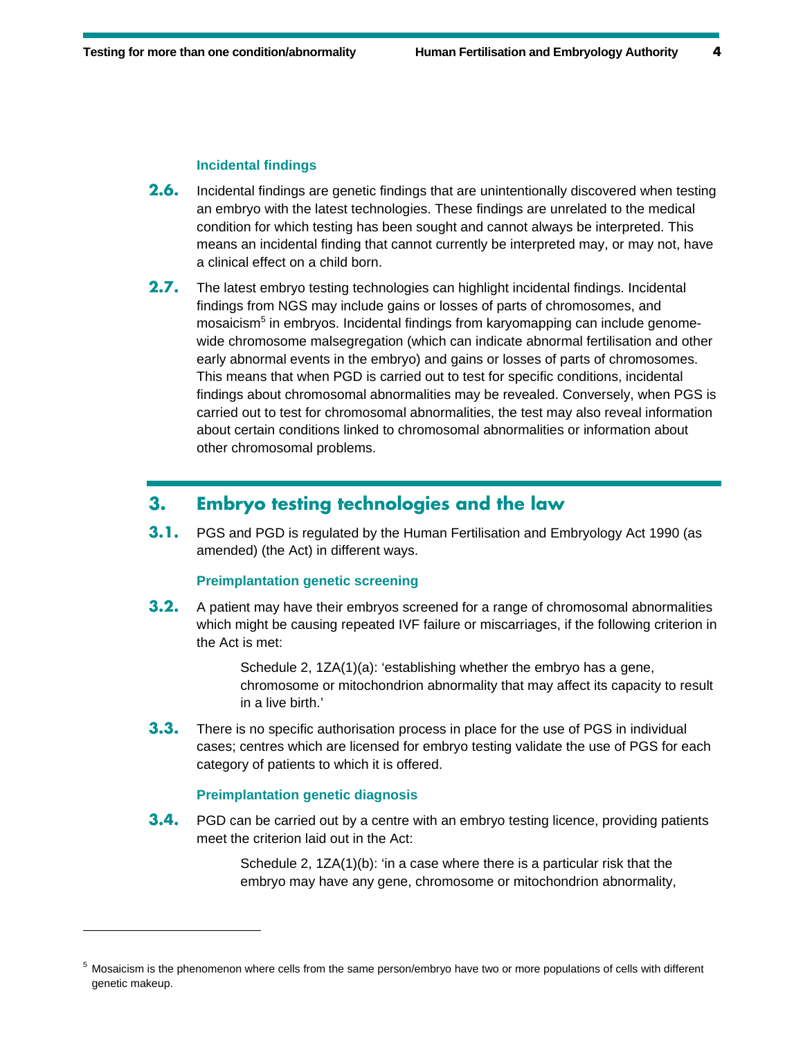### Incidental findings

**2.6.** Incidental findings are genetic findings that are unintentionally discovered when testing an embryo with the latest technologies. These findings are unrelated to the medical condition for which testing has been sought and cannot always be interpreted. This means an incidental finding that cannot currently be interpreted may, or may not, have a clinical effect on a child born.

**2.7.** The latest embryo testing technologies can highlight incidental findings. Incidental findings from NGS may include gains or losses of parts of chromosomes, and mosaicism[5] in embryos. Incidental findings from karyomapping can include genome-wide chromosome malsegregation (which can indicate abnormal fertilisation and other early abnormal events in the embryo) and gains or losses of parts of chromosomes. This means that when PGD is carried out to test for specific conditions, incidental findings about chromosomal abnormalities may be revealed. Conversely, when PGS is carried out to test for chromosomal abnormalities, the test may also reveal information about certain conditions linked to chromosomal abnormalities or information about other chromosomal problems.

## 3. Embryo testing technologies and the law

**3.1.** PGS and PGD is regulated by the Human Fertilisation and Embryology Act 1990 (as amended) (the Act) in different ways.

### Preimplantation genetic screening

**3.2.** A patient may have their embryos screened for a range of chromosomal abnormalities which might be causing repeated IVF failure or miscarriages, if the following criterion in the Act is met:

> Schedule 2, 1ZA(1)(a): 'establishing whether the embryo has a gene, chromosome or mitochondrion abnormality that may affect its capacity to result in a live birth.'

**3.3.** There is no specific authorisation process in place for the use of PGS in individual cases; centres which are licensed for embryo testing validate the use of PGS for each category of patients to which it is offered.

### Preimplantation genetic diagnosis

**3.4.** PGD can be carried out by a centre with an embryo testing licence, providing patients meet the criterion laid out in the Act:

> Schedule 2, 1ZA(1)(b): 'in a case where there is a particular risk that the embryo may have any gene, chromosome or mitochondrion abnormality,

---

[5] Mosaicism is the phenomenon where cells from the same person/embryo have two or more populations of cells with different genetic makeup.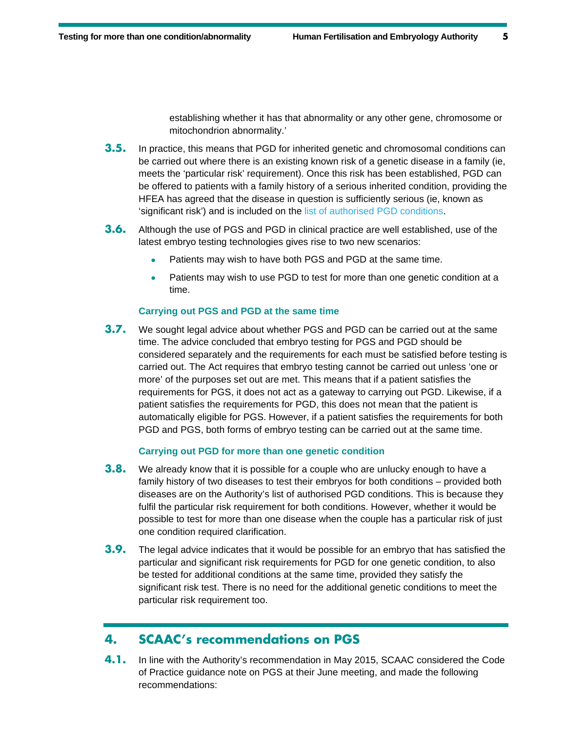establishing whether it has that abnormality or any other gene, chromosome or mitochondrion abnormality.'

**3.5.** In practice, this means that PGD for inherited genetic and chromosomal conditions can be carried out where there is an existing known risk of a genetic disease in a family (ie, meets the 'particular risk' requirement). Once this risk has been established, PGD can be offered to patients with a family history of a serious inherited condition, providing the HFEA has agreed that the disease in question is sufficiently serious (ie, known as 'significant risk') and is included on the list of authorised PGD conditions.

**3.6.** Although the use of PGS and PGD in clinical practice are well established, use of the latest embryo testing technologies gives rise to two new scenarios:

- Patients may wish to have both PGS and PGD at the same time.
- Patients may wish to use PGD to test for more than one genetic condition at a time.

### Carrying out PGS and PGD at the same time

**3.7.** We sought legal advice about whether PGS and PGD can be carried out at the same time. The advice concluded that embryo testing for PGS and PGD should be considered separately and the requirements for each must be satisfied before testing is carried out. The Act requires that embryo testing cannot be carried out unless 'one or more' of the purposes set out are met. This means that if a patient satisfies the requirements for PGS, it does not act as a gateway to carrying out PGD. Likewise, if a patient satisfies the requirements for PGD, this does not mean that the patient is automatically eligible for PGS. However, if a patient satisfies the requirements for both PGD and PGS, both forms of embryo testing can be carried out at the same time.

### Carrying out PGD for more than one genetic condition

**3.8.** We already know that it is possible for a couple who are unlucky enough to have a family history of two diseases to test their embryos for both conditions – provided both diseases are on the Authority's list of authorised PGD conditions. This is because they fulfil the particular risk requirement for both conditions. However, whether it would be possible to test for more than one disease when the couple has a particular risk of just one condition required clarification.

**3.9.** The legal advice indicates that it would be possible for an embryo that has satisfied the particular and significant risk requirements for PGD for one genetic condition, to also be tested for additional conditions at the same time, provided they satisfy the significant risk test. There is no need for the additional genetic conditions to meet the particular risk requirement too.

## 4. SCAAC's recommendations on PGS

**4.1.** In line with the Authority's recommendation in May 2015, SCAAC considered the Code of Practice guidance note on PGS at their June meeting, and made the following recommendations: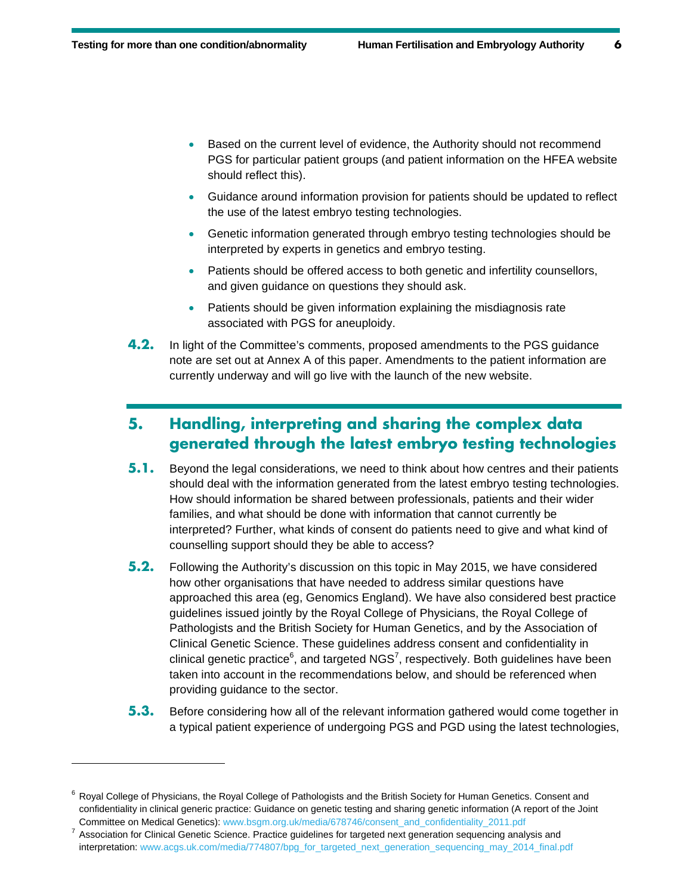- Based on the current level of evidence, the Authority should not recommend PGS for particular patient groups (and patient information on the HFEA website should reflect this).
- Guidance around information provision for patients should be updated to reflect the use of the latest embryo testing technologies.
- Genetic information generated through embryo testing technologies should be interpreted by experts in genetics and embryo testing.
- Patients should be offered access to both genetic and infertility counsellors, and given guidance on questions they should ask.
- Patients should be given information explaining the misdiagnosis rate associated with PGS for aneuploidy.

**4.2.** In light of the Committee's comments, proposed amendments to the PGS guidance note are set out at Annex A of this paper. Amendments to the patient information are currently underway and will go live with the launch of the new website.

## 5. Handling, interpreting and sharing the complex data generated through the latest embryo testing technologies

**5.1.** Beyond the legal considerations, we need to think about how centres and their patients should deal with the information generated from the latest embryo testing technologies. How should information be shared between professionals, patients and their wider families, and what should be done with information that cannot currently be interpreted? Further, what kinds of consent do patients need to give and what kind of counselling support should they be able to access?

**5.2.** Following the Authority's discussion on this topic in May 2015, we have considered how other organisations that have needed to address similar questions have approached this area (eg, Genomics England). We have also considered best practice guidelines issued jointly by the Royal College of Physicians, the Royal College of Pathologists and the British Society for Human Genetics, and by the Association of Clinical Genetic Science. These guidelines address consent and confidentiality in clinical genetic practice[6], and targeted NGS[7], respectively. Both guidelines have been taken into account in the recommendations below, and should be referenced when providing guidance to the sector.

**5.3.** Before considering how all of the relevant information gathered would come together in a typical patient experience of undergoing PGS and PGD using the latest technologies,

---

[6] Royal College of Physicians, the Royal College of Pathologists and the British Society for Human Genetics. Consent and confidentiality in clinical generic practice: Guidance on genetic testing and sharing genetic information (A report of the Joint Committee on Medical Genetics): www.bsgm.org.uk/media/678746/consent_and_confidentiality_2011.pdf

[7] Association for Clinical Genetic Science. Practice guidelines for targeted next generation sequencing analysis and interpretation: www.acgs.uk.com/media/774807/bpg_for_targeted_next_generation_sequencing_may_2014_final.pdf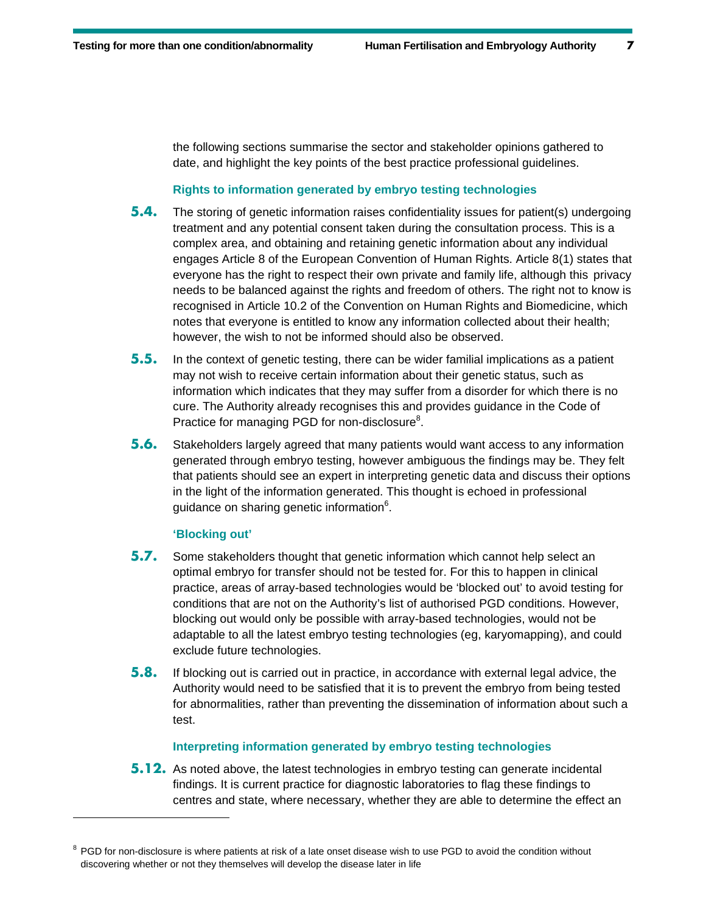the following sections summarise the sector and stakeholder opinions gathered to date, and highlight the key points of the best practice professional guidelines.

### Rights to information generated by embryo testing technologies

**5.4.** The storing of genetic information raises confidentiality issues for patient(s) undergoing treatment and any potential consent taken during the consultation process. This is a complex area, and obtaining and retaining genetic information about any individual engages Article 8 of the European Convention of Human Rights. Article 8(1) states that everyone has the right to respect their own private and family life, although this privacy needs to be balanced against the rights and freedom of others. The right not to know is recognised in Article 10.2 of the Convention on Human Rights and Biomedicine, which notes that everyone is entitled to know any information collected about their health; however, the wish to not be informed should also be observed.

**5.5.** In the context of genetic testing, there can be wider familial implications as a patient may not wish to receive certain information about their genetic status, such as information which indicates that they may suffer from a disorder for which there is no cure. The Authority already recognises this and provides guidance in the Code of Practice for managing PGD for non-disclosure[8].

**5.6.** Stakeholders largely agreed that many patients would want access to any information generated through embryo testing, however ambiguous the findings may be. They felt that patients should see an expert in interpreting genetic data and discuss their options in the light of the information generated. This thought is echoed in professional guidance on sharing genetic information[6].

### 'Blocking out'

**5.7.** Some stakeholders thought that genetic information which cannot help select an optimal embryo for transfer should not be tested for. For this to happen in clinical practice, areas of array-based technologies would be 'blocked out' to avoid testing for conditions that are not on the Authority's list of authorised PGD conditions. However, blocking out would only be possible with array-based technologies, would not be adaptable to all the latest embryo testing technologies (eg, karyomapping), and could exclude future technologies.

**5.8.** If blocking out is carried out in practice, in accordance with external legal advice, the Authority would need to be satisfied that it is to prevent the embryo from being tested for abnormalities, rather than preventing the dissemination of information about such a test.

### Interpreting information generated by embryo testing technologies

**5.12.** As noted above, the latest technologies in embryo testing can generate incidental findings. It is current practice for diagnostic laboratories to flag these findings to centres and state, where necessary, whether they are able to determine the effect an

---

[8] PGD for non-disclosure is where patients at risk of a late onset disease wish to use PGD to avoid the condition without discovering whether or not they themselves will develop the disease later in life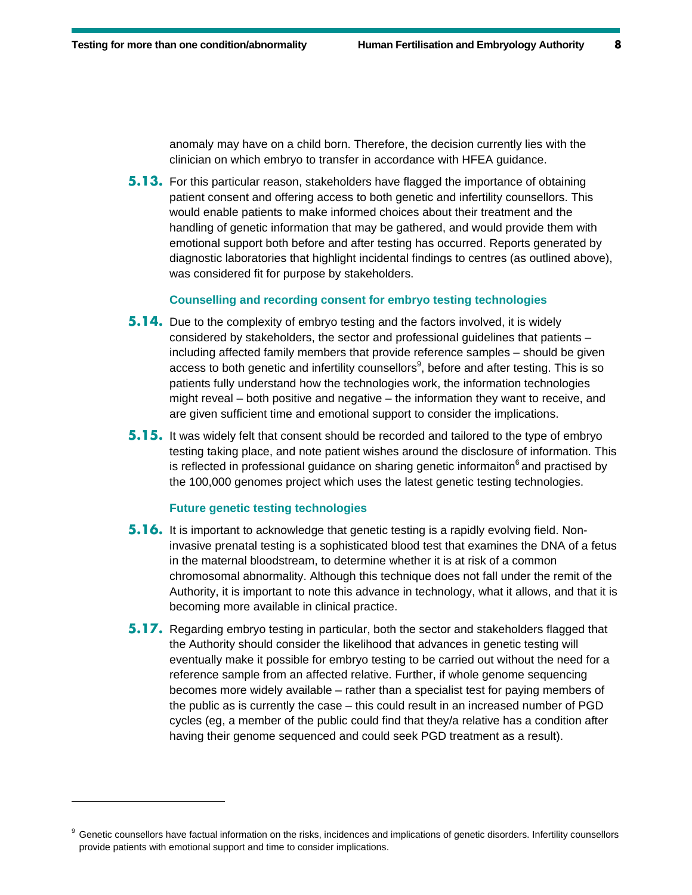anomaly may have on a child born. Therefore, the decision currently lies with the clinician on which embryo to transfer in accordance with HFEA guidance.

**5.13.** For this particular reason, stakeholders have flagged the importance of obtaining patient consent and offering access to both genetic and infertility counsellors. This would enable patients to make informed choices about their treatment and the handling of genetic information that may be gathered, and would provide them with emotional support both before and after testing has occurred. Reports generated by diagnostic laboratories that highlight incidental findings to centres (as outlined above), was considered fit for purpose by stakeholders.

### Counselling and recording consent for embryo testing technologies

**5.14.** Due to the complexity of embryo testing and the factors involved, it is widely considered by stakeholders, the sector and professional guidelines that patients – including affected family members that provide reference samples – should be given access to both genetic and infertility counsellors[9], before and after testing. This is so patients fully understand how the technologies work, the information technologies might reveal – both positive and negative – the information they want to receive, and are given sufficient time and emotional support to consider the implications.

**5.15.** It was widely felt that consent should be recorded and tailored to the type of embryo testing taking place, and note patient wishes around the disclosure of information. This is reflected in professional guidance on sharing genetic informaiton[6] and practised by the 100,000 genomes project which uses the latest genetic testing technologies.

### Future genetic testing technologies

**5.16.** It is important to acknowledge that genetic testing is a rapidly evolving field. Non-invasive prenatal testing is a sophisticated blood test that examines the DNA of a fetus in the maternal bloodstream, to determine whether it is at risk of a common chromosomal abnormality. Although this technique does not fall under the remit of the Authority, it is important to note this advance in technology, what it allows, and that it is becoming more available in clinical practice.

**5.17.** Regarding embryo testing in particular, both the sector and stakeholders flagged that the Authority should consider the likelihood that advances in genetic testing will eventually make it possible for embryo testing to be carried out without the need for a reference sample from an affected relative. Further, if whole genome sequencing becomes more widely available – rather than a specialist test for paying members of the public as is currently the case – this could result in an increased number of PGD cycles (eg, a member of the public could find that they/a relative has a condition after having their genome sequenced and could seek PGD treatment as a result).

---

[9] Genetic counsellors have factual information on the risks, incidences and implications of genetic disorders. Infertility counsellors provide patients with emotional support and time to consider implications.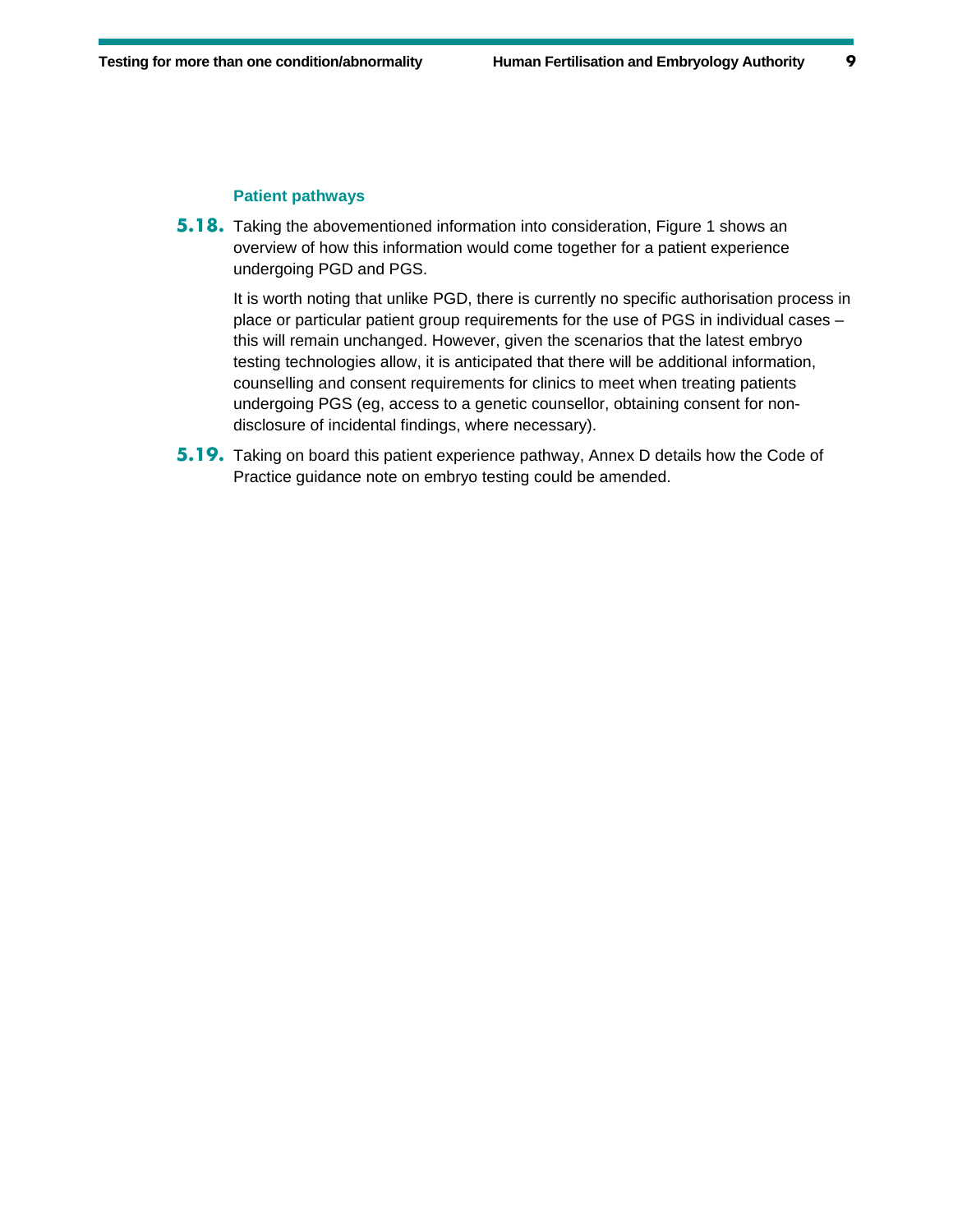### Patient pathways

**5.18.** Taking the abovementioned information into consideration, Figure 1 shows an overview of how this information would come together for a patient experience undergoing PGD and PGS.

It is worth noting that unlike PGD, there is currently no specific authorisation process in place or particular patient group requirements for the use of PGS in individual cases – this will remain unchanged. However, given the scenarios that the latest embryo testing technologies allow, it is anticipated that there will be additional information, counselling and consent requirements for clinics to meet when treating patients undergoing PGS (eg, access to a genetic counsellor, obtaining consent for non-disclosure of incidental findings, where necessary).

**5.19.** Taking on board this patient experience pathway, Annex D details how the Code of Practice guidance note on embryo testing could be amended.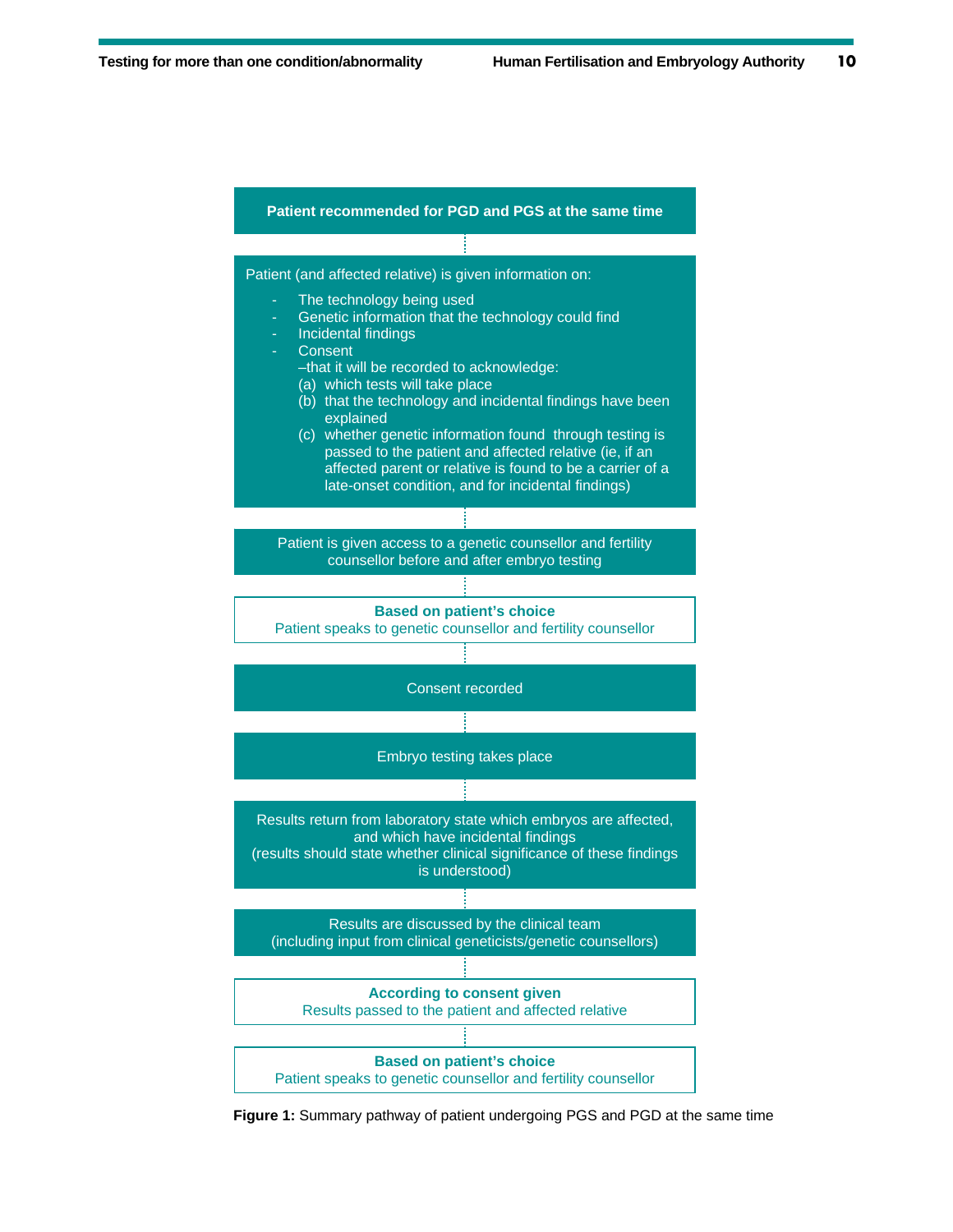**Patient recommended for PGD and PGS at the same time**

Patient (and affected relative) is given information on:

- The technology being used
- Genetic information that the technology could find
- Incidental findings
- Consent
  –that it will be recorded to acknowledge:
  (a) which tests will take place
  (b) that the technology and incidental findings have been explained
  (c) whether genetic information found through testing is passed to the patient and affected relative (ie, if an affected parent or relative is found to be a carrier of a late-onset condition, and for incidental findings)

Patient is given access to a genetic counsellor and fertility counsellor before and after embryo testing

**Based on patient's choice**
Patient speaks to genetic counsellor and fertility counsellor

Consent recorded

Embryo testing takes place

Results return from laboratory state which embryos are affected, and which have incidental findings
(results should state whether clinical significance of these findings is understood)

Results are discussed by the clinical team
(including input from clinical geneticists/genetic counsellors)

**According to consent given**
Results passed to the patient and affected relative

**Based on patient's choice**
Patient speaks to genetic counsellor and fertility counsellor

**Figure 1:** Summary pathway of patient undergoing PGS and PGD at the same time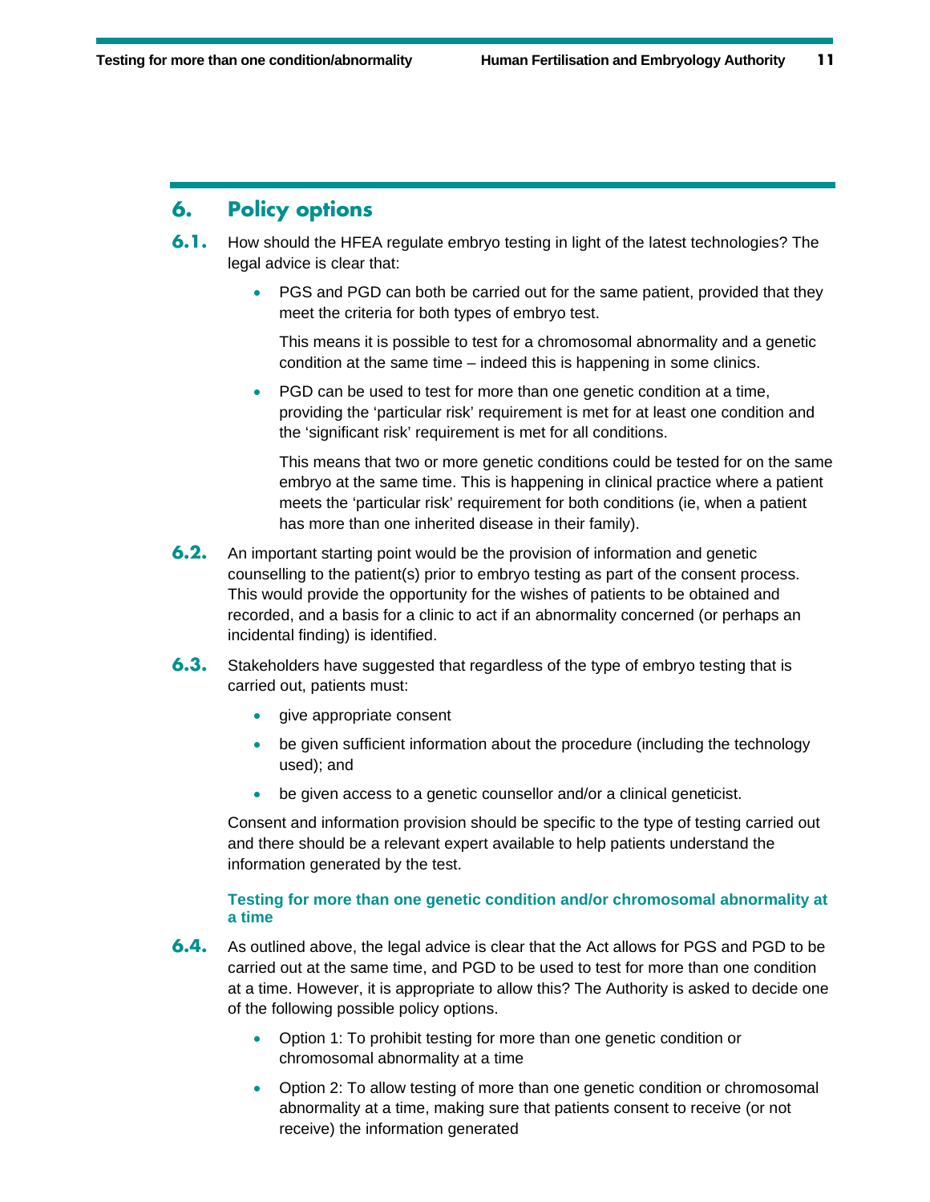## 6. Policy options

**6.1.** How should the HFEA regulate embryo testing in light of the latest technologies? The legal advice is clear that:

- PGS and PGD can both be carried out for the same patient, provided that they meet the criteria for both types of embryo test.

  This means it is possible to test for a chromosomal abnormality and a genetic condition at the same time – indeed this is happening in some clinics.

- PGD can be used to test for more than one genetic condition at a time, providing the 'particular risk' requirement is met for at least one condition and the 'significant risk' requirement is met for all conditions.

  This means that two or more genetic conditions could be tested for on the same embryo at the same time. This is happening in clinical practice where a patient meets the 'particular risk' requirement for both conditions (ie, when a patient has more than one inherited disease in their family).

**6.2.** An important starting point would be the provision of information and genetic counselling to the patient(s) prior to embryo testing as part of the consent process. This would provide the opportunity for the wishes of patients to be obtained and recorded, and a basis for a clinic to act if an abnormality concerned (or perhaps an incidental finding) is identified.

**6.3.** Stakeholders have suggested that regardless of the type of embryo testing that is carried out, patients must:

- give appropriate consent
- be given sufficient information about the procedure (including the technology used); and
- be given access to a genetic counsellor and/or a clinical geneticist.

Consent and information provision should be specific to the type of testing carried out and there should be a relevant expert available to help patients understand the information generated by the test.

### Testing for more than one genetic condition and/or chromosomal abnormality at a time

**6.4.** As outlined above, the legal advice is clear that the Act allows for PGS and PGD to be carried out at the same time, and PGD to be used to test for more than one condition at a time. However, it is appropriate to allow this? The Authority is asked to decide one of the following possible policy options.

- Option 1: To prohibit testing for more than one genetic condition or chromosomal abnormality at a time
- Option 2: To allow testing of more than one genetic condition or chromosomal abnormality at a time, making sure that patients consent to receive (or not receive) the information generated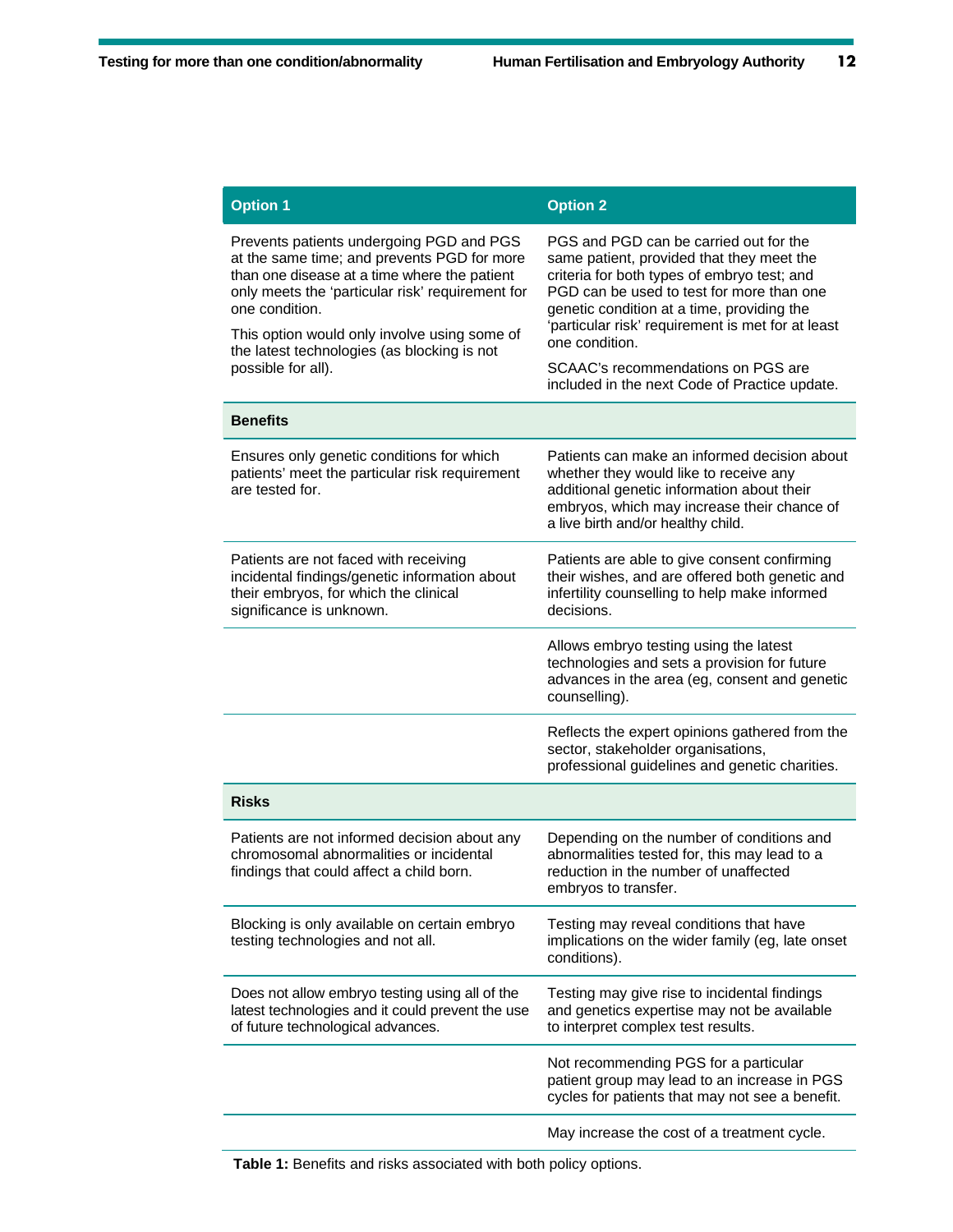| Option 1 | Option 2 |
|---|---|
| Prevents patients undergoing PGD and PGS at the same time; and prevents PGD for more than one disease at a time where the patient only meets the 'particular risk' requirement for one condition.<br><br>This option would only involve using some of the latest technologies (as blocking is not possible for all). | PGS and PGD can be carried out for the same patient, provided that they meet the criteria for both types of embryo test; and PGD can be used to test for more than one genetic condition at a time, providing the 'particular risk' requirement is met for at least one condition.<br><br>SCAAC's recommendations on PGS are included in the next Code of Practice update. |
| **Benefits** | |
| Ensures only genetic conditions for which patients' meet the particular risk requirement are tested for. | Patients can make an informed decision about whether they would like to receive any additional genetic information about their embryos, which may increase their chance of a live birth and/or healthy child. |
| Patients are not faced with receiving incidental findings/genetic information about their embryos, for which the clinical significance is unknown. | Patients are able to give consent confirming their wishes, and are offered both genetic and infertility counselling to help make informed decisions. |
| | Allows embryo testing using the latest technologies and sets a provision for future advances in the area (eg, consent and genetic counselling). |
| | Reflects the expert opinions gathered from the sector, stakeholder organisations, professional guidelines and genetic charities. |
| **Risks** | |
| Patients are not informed decision about any chromosomal abnormalities or incidental findings that could affect a child born. | Depending on the number of conditions and abnormalities tested for, this may lead to a reduction in the number of unaffected embryos to transfer. |
| Blocking is only available on certain embryo testing technologies and not all. | Testing may reveal conditions that have implications on the wider family (eg, late onset conditions). |
| Does not allow embryo testing using all of the latest technologies and it could prevent the use of future technological advances. | Testing may give rise to incidental findings and genetics expertise may not be available to interpret complex test results. |
| | Not recommending PGS for a particular patient group may lead to an increase in PGS cycles for patients that may not see a benefit. |
| | May increase the cost of a treatment cycle. |

**Table 1:** Benefits and risks associated with both policy options.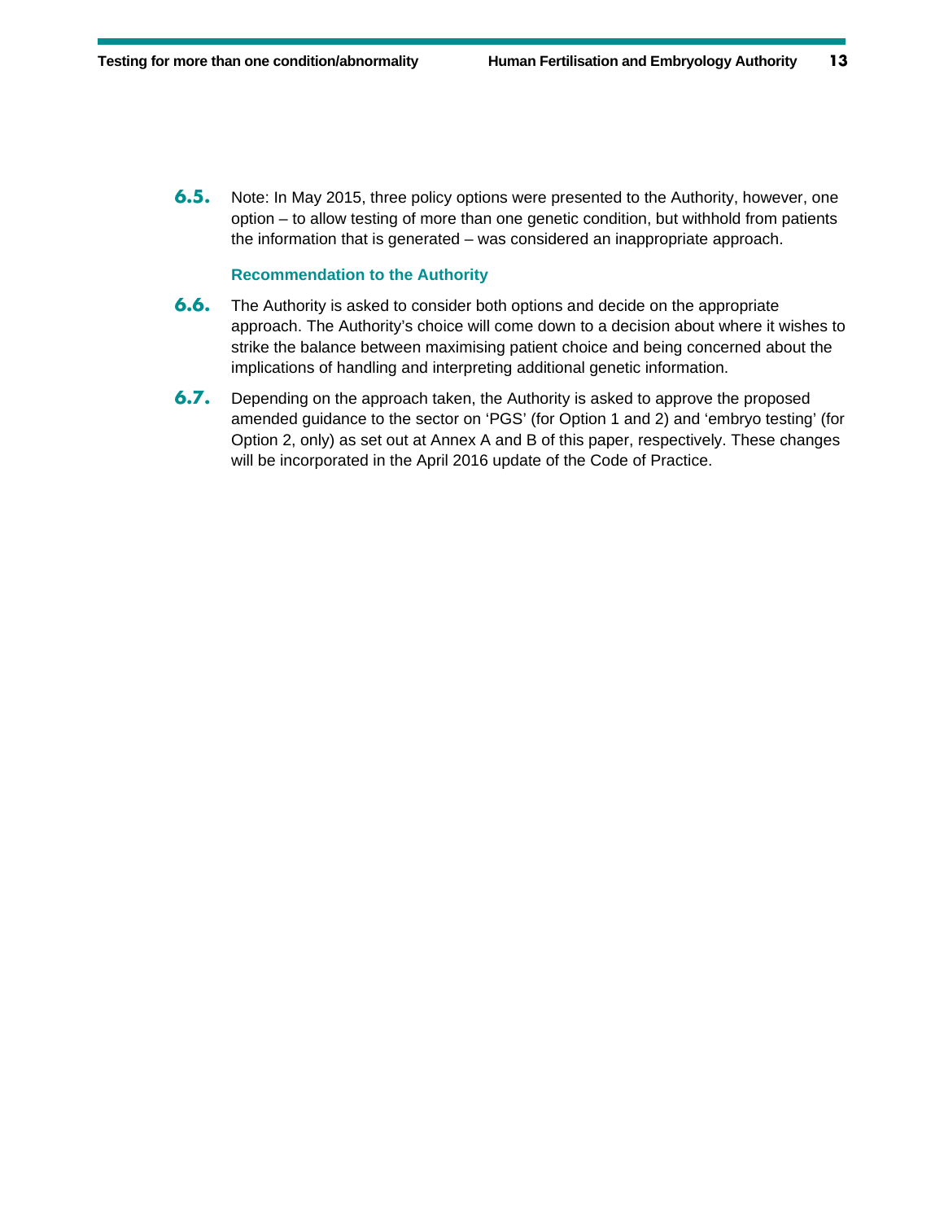**6.5.** Note: In May 2015, three policy options were presented to the Authority, however, one option – to allow testing of more than one genetic condition, but withhold from patients the information that is generated – was considered an inappropriate approach.

### Recommendation to the Authority

**6.6.** The Authority is asked to consider both options and decide on the appropriate approach. The Authority's choice will come down to a decision about where it wishes to strike the balance between maximising patient choice and being concerned about the implications of handling and interpreting additional genetic information.

**6.7.** Depending on the approach taken, the Authority is asked to approve the proposed amended guidance to the sector on 'PGS' (for Option 1 and 2) and 'embryo testing' (for Option 2, only) as set out at Annex A and B of this paper, respectively. These changes will be incorporated in the April 2016 update of the Code of Practice.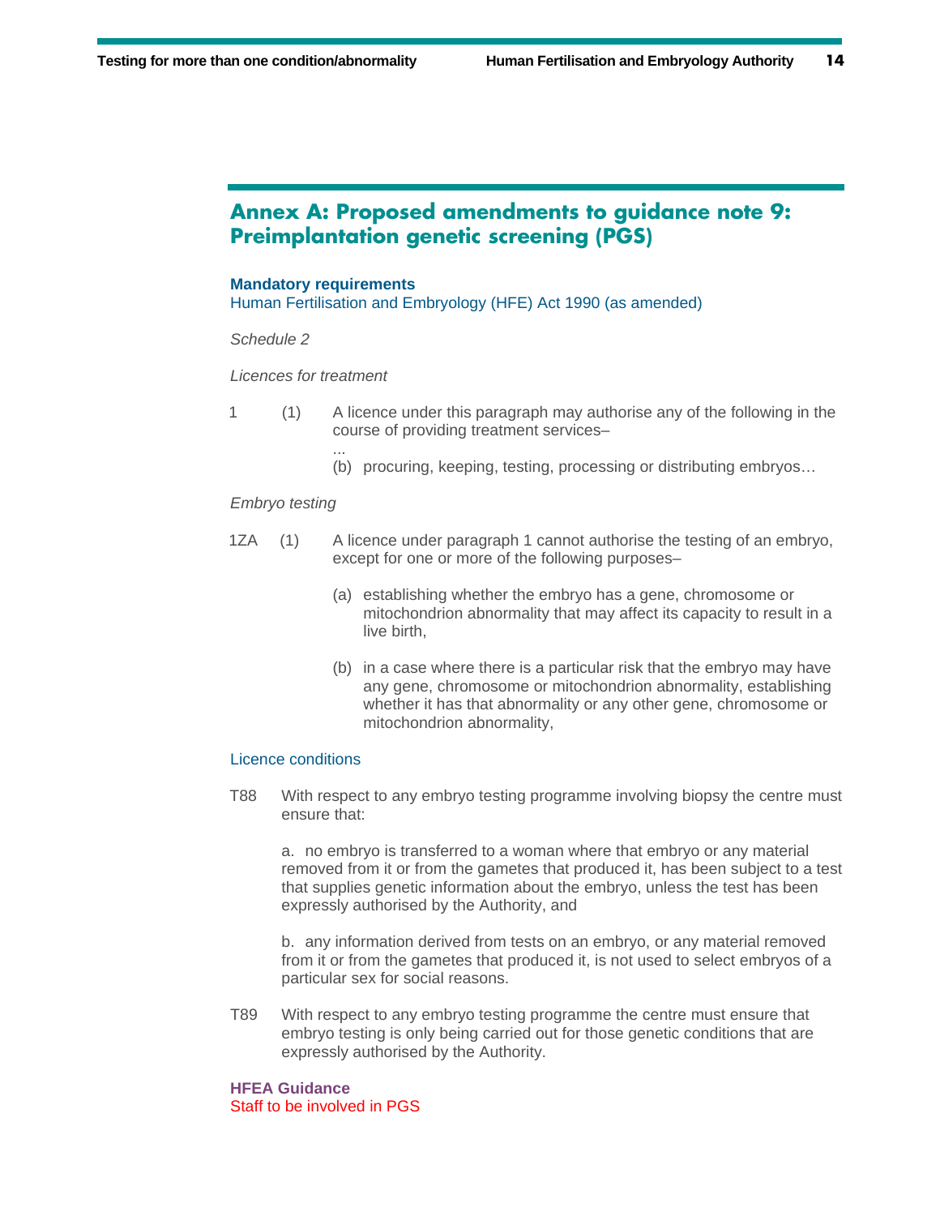## Annex A: Proposed amendments to guidance note 9: Preimplantation genetic screening (PGS)

**Mandatory requirements**

Human Fertilisation and Embryology (HFE) Act 1990 (as amended)

*Schedule 2*

*Licences for treatment*

1 (1) A licence under this paragraph may authorise any of the following in the course of providing treatment services–

...

(b) procuring, keeping, testing, processing or distributing embryos…

*Embryo testing*

1ZA (1) A licence under paragraph 1 cannot authorise the testing of an embryo, except for one or more of the following purposes–

(a) establishing whether the embryo has a gene, chromosome or mitochondrion abnormality that may affect its capacity to result in a live birth,

(b) in a case where there is a particular risk that the embryo may have any gene, chromosome or mitochondrion abnormality, establishing whether it has that abnormality or any other gene, chromosome or mitochondrion abnormality,

Licence conditions

T88 With respect to any embryo testing programme involving biopsy the centre must ensure that:

a. no embryo is transferred to a woman where that embryo or any material removed from it or from the gametes that produced it, has been subject to a test that supplies genetic information about the embryo, unless the test has been expressly authorised by the Authority, and

b. any information derived from tests on an embryo, or any material removed from it or from the gametes that produced it, is not used to select embryos of a particular sex for social reasons.

T89 With respect to any embryo testing programme the centre must ensure that embryo testing is only being carried out for those genetic conditions that are expressly authorised by the Authority.

**HFEA Guidance**

Staff to be involved in PGS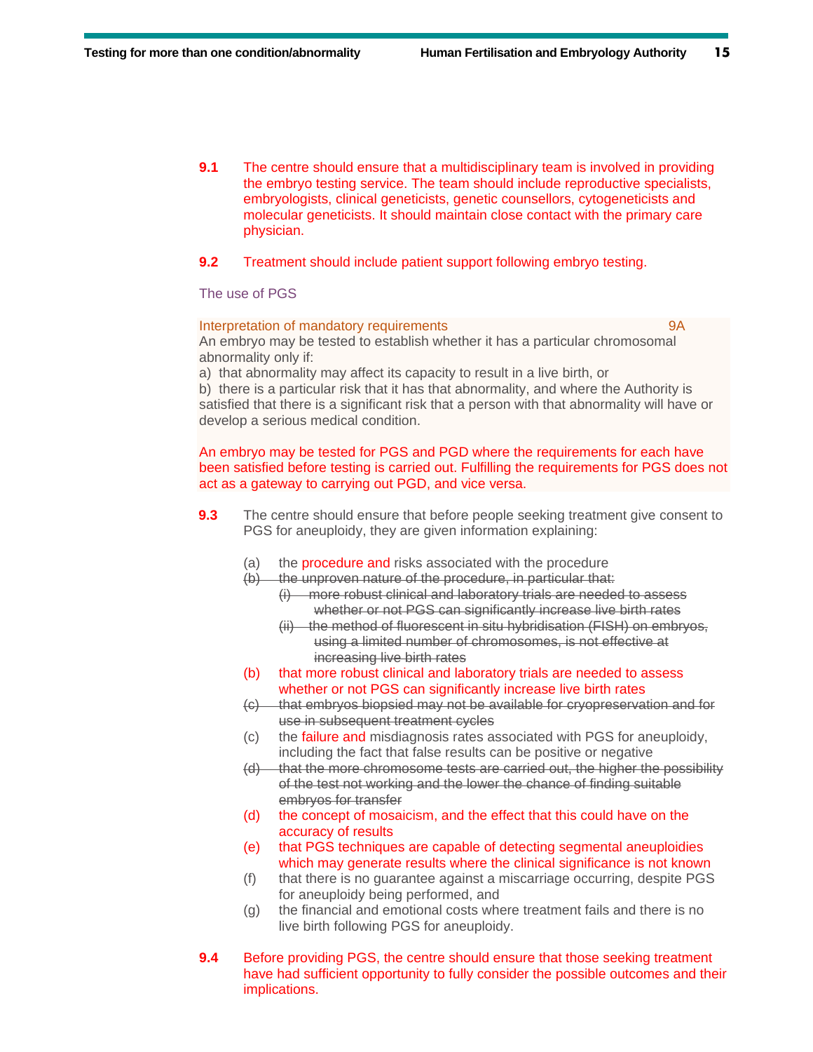**9.1** The centre should ensure that a multidisciplinary team is involved in providing the embryo testing service. The team should include reproductive specialists, embryologists, clinical geneticists, genetic counsellors, cytogeneticists and molecular geneticists. It should maintain close contact with the primary care physician.

**9.2** Treatment should include patient support following embryo testing.

### The use of PGS

Interpretation of mandatory requirements 9A

An embryo may be tested to establish whether it has a particular chromosomal abnormality only if:

a) that abnormality may affect its capacity to result in a live birth, or

b) there is a particular risk that it has that abnormality, and where the Authority is satisfied that there is a significant risk that a person with that abnormality will have or develop a serious medical condition.

An embryo may be tested for PGS and PGD where the requirements for each have been satisfied before testing is carried out. Fulfilling the requirements for PGS does not act as a gateway to carrying out PGD, and vice versa.

**9.3** The centre should ensure that before people seeking treatment give consent to PGS for aneuploidy, they are given information explaining:

(a) the procedure and risks associated with the procedure

~~(b) the unproven nature of the procedure, in particular that:~~

~~(i) more robust clinical and laboratory trials are needed to assess whether or not PGS can significantly increase live birth rates~~

~~(ii) the method of fluorescent in situ hybridisation (FISH) on embryos, using a limited number of chromosomes, is not effective at increasing live birth rates~~

(b) that more robust clinical and laboratory trials are needed to assess whether or not PGS can significantly increase live birth rates

~~(c) that embryos biopsied may not be available for cryopreservation and for use in subsequent treatment cycles~~

(c) the failure and misdiagnosis rates associated with PGS for aneuploidy, including the fact that false results can be positive or negative

~~(d) that the more chromosome tests are carried out, the higher the possibility of the test not working and the lower the chance of finding suitable embryos for transfer~~

(d) the concept of mosaicism, and the effect that this could have on the accuracy of results

(e) that PGS techniques are capable of detecting segmental aneuploidies which may generate results where the clinical significance is not known

(f) that there is no guarantee against a miscarriage occurring, despite PGS for aneuploidy being performed, and

(g) the financial and emotional costs where treatment fails and there is no live birth following PGS for aneuploidy.

**9.4** Before providing PGS, the centre should ensure that those seeking treatment have had sufficient opportunity to fully consider the possible outcomes and their implications.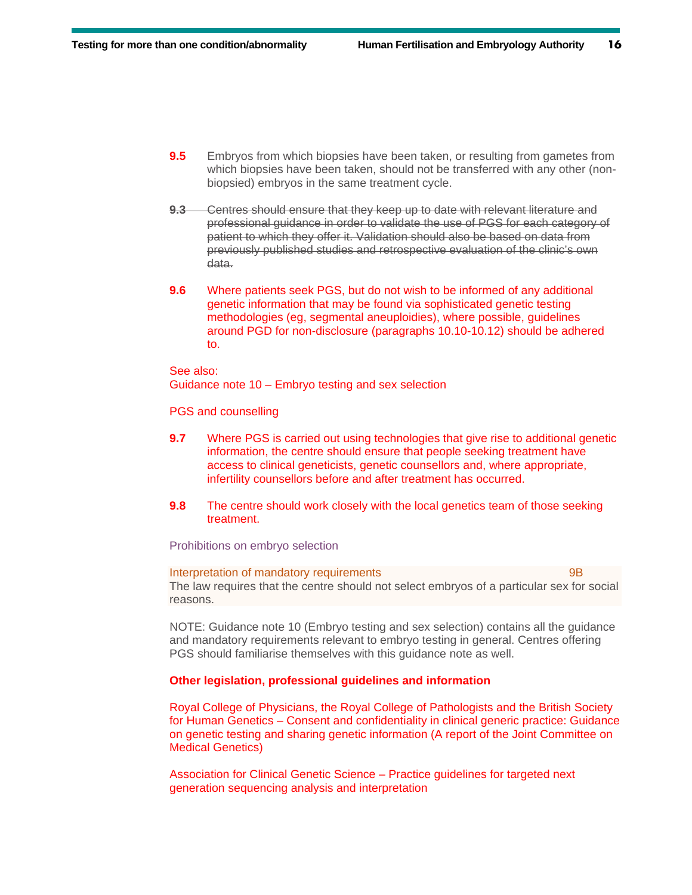**9.5** Embryos from which biopsies have been taken, or resulting from gametes from which biopsies have been taken, should not be transferred with any other (non-biopsied) embryos in the same treatment cycle.

~~**9.3** Centres should ensure that they keep up to date with relevant literature and professional guidance in order to validate the use of PGS for each category of patient to which they offer it. Validation should also be based on data from previously published studies and retrospective evaluation of the clinic's own data.~~

**9.6** Where patients seek PGS, but do not wish to be informed of any additional genetic information that may be found via sophisticated genetic testing methodologies (eg, segmental aneuploidies), where possible, guidelines around PGD for non-disclosure (paragraphs 10.10-10.12) should be adhered to.

See also:
Guidance note 10 – Embryo testing and sex selection

PGS and counselling

**9.7** Where PGS is carried out using technologies that give rise to additional genetic information, the centre should ensure that people seeking treatment have access to clinical geneticists, genetic counsellors and, where appropriate, infertility counsellors before and after treatment has occurred.

**9.8** The centre should work closely with the local genetics team of those seeking treatment.

Prohibitions on embryo selection

Interpretation of mandatory requirements 9B
The law requires that the centre should not select embryos of a particular sex for social reasons.

NOTE: Guidance note 10 (Embryo testing and sex selection) contains all the guidance and mandatory requirements relevant to embryo testing in general. Centres offering PGS should familiarise themselves with this guidance note as well.

**Other legislation, professional guidelines and information**

Royal College of Physicians, the Royal College of Pathologists and the British Society for Human Genetics – Consent and confidentiality in clinical generic practice: Guidance on genetic testing and sharing genetic information (A report of the Joint Committee on Medical Genetics)

Association for Clinical Genetic Science – Practice guidelines for targeted next generation sequencing analysis and interpretation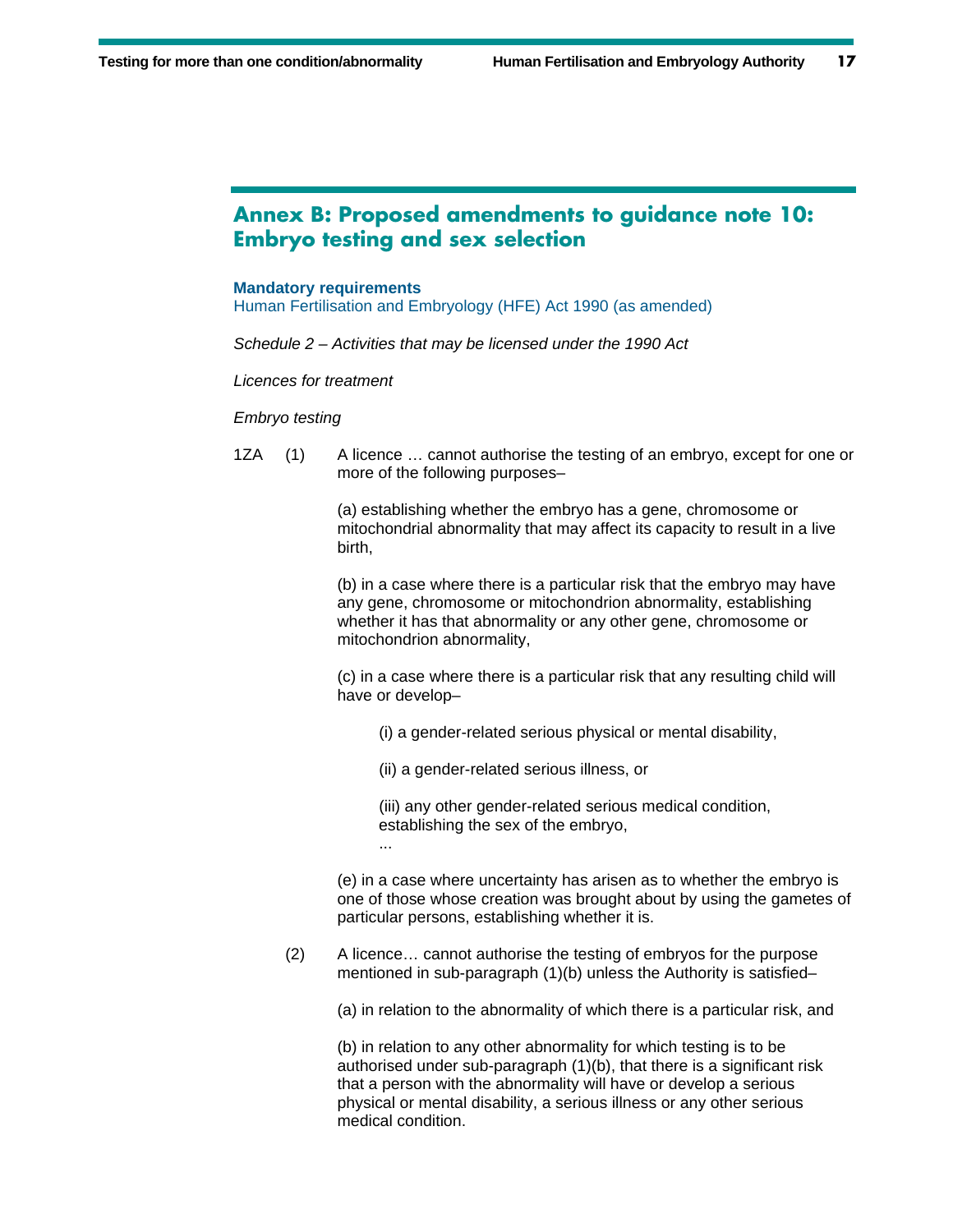## Annex B: Proposed amendments to guidance note 10: Embryo testing and sex selection

**Mandatory requirements**

Human Fertilisation and Embryology (HFE) Act 1990 (as amended)

*Schedule 2 – Activities that may be licensed under the 1990 Act*

*Licences for treatment*

*Embryo testing*

1ZA (1) A licence … cannot authorise the testing of an embryo, except for one or more of the following purposes–

(a) establishing whether the embryo has a gene, chromosome or mitochondrial abnormality that may affect its capacity to result in a live birth,

(b) in a case where there is a particular risk that the embryo may have any gene, chromosome or mitochondrion abnormality, establishing whether it has that abnormality or any other gene, chromosome or mitochondrion abnormality,

(c) in a case where there is a particular risk that any resulting child will have or develop–

(i) a gender-related serious physical or mental disability,

(ii) a gender-related serious illness, or

(iii) any other gender-related serious medical condition, establishing the sex of the embryo,

...

(e) in a case where uncertainty has arisen as to whether the embryo is one of those whose creation was brought about by using the gametes of particular persons, establishing whether it is.

(2) A licence… cannot authorise the testing of embryos for the purpose mentioned in sub-paragraph (1)(b) unless the Authority is satisfied–

(a) in relation to the abnormality of which there is a particular risk, and

(b) in relation to any other abnormality for which testing is to be authorised under sub-paragraph (1)(b), that there is a significant risk that a person with the abnormality will have or develop a serious physical or mental disability, a serious illness or any other serious medical condition.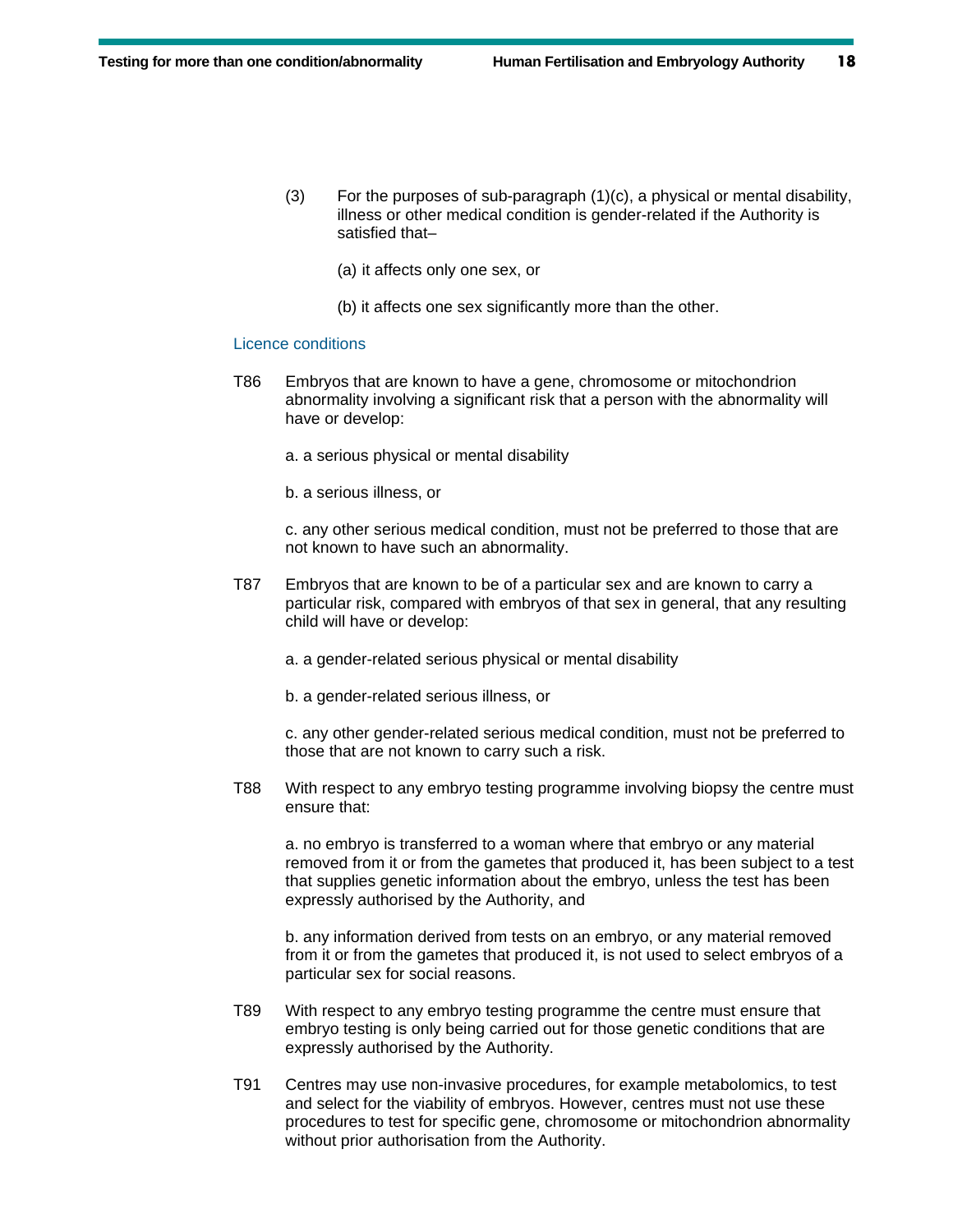(3) For the purposes of sub-paragraph (1)(c), a physical or mental disability, illness or other medical condition is gender-related if the Authority is satisfied that–

(a) it affects only one sex, or

(b) it affects one sex significantly more than the other.

### Licence conditions

T86 Embryos that are known to have a gene, chromosome or mitochondrion abnormality involving a significant risk that a person with the abnormality will have or develop:

a. a serious physical or mental disability

b. a serious illness, or

c. any other serious medical condition, must not be preferred to those that are not known to have such an abnormality.

T87 Embryos that are known to be of a particular sex and are known to carry a particular risk, compared with embryos of that sex in general, that any resulting child will have or develop:

a. a gender-related serious physical or mental disability

b. a gender-related serious illness, or

c. any other gender-related serious medical condition, must not be preferred to those that are not known to carry such a risk.

T88 With respect to any embryo testing programme involving biopsy the centre must ensure that:

a. no embryo is transferred to a woman where that embryo or any material removed from it or from the gametes that produced it, has been subject to a test that supplies genetic information about the embryo, unless the test has been expressly authorised by the Authority, and

b. any information derived from tests on an embryo, or any material removed from it or from the gametes that produced it, is not used to select embryos of a particular sex for social reasons.

T89 With respect to any embryo testing programme the centre must ensure that embryo testing is only being carried out for those genetic conditions that are expressly authorised by the Authority.

T91 Centres may use non-invasive procedures, for example metabolomics, to test and select for the viability of embryos. However, centres must not use these procedures to test for specific gene, chromosome or mitochondrion abnormality without prior authorisation from the Authority.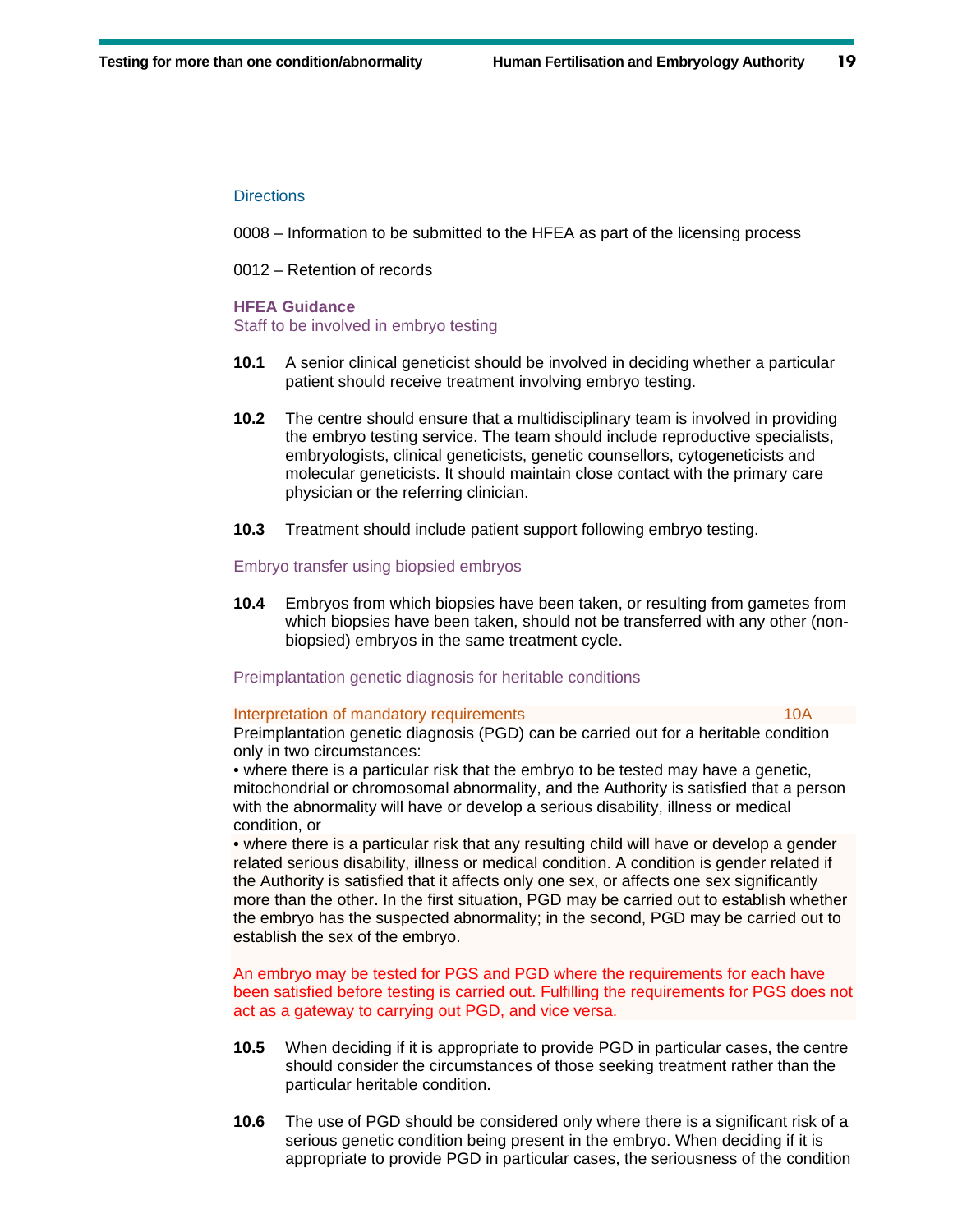Directions

0008 – Information to be submitted to the HFEA as part of the licensing process

0012 – Retention of records

**HFEA Guidance**

Staff to be involved in embryo testing

**10.1** A senior clinical geneticist should be involved in deciding whether a particular patient should receive treatment involving embryo testing.

**10.2** The centre should ensure that a multidisciplinary team is involved in providing the embryo testing service. The team should include reproductive specialists, embryologists, clinical geneticists, genetic counsellors, cytogeneticists and molecular geneticists. It should maintain close contact with the primary care physician or the referring clinician.

**10.3** Treatment should include patient support following embryo testing.

Embryo transfer using biopsied embryos

**10.4** Embryos from which biopsies have been taken, or resulting from gametes from which biopsies have been taken, should not be transferred with any other (non-biopsied) embryos in the same treatment cycle.

Preimplantation genetic diagnosis for heritable conditions

Interpretation of mandatory requirements 10A

Preimplantation genetic diagnosis (PGD) can be carried out for a heritable condition only in two circumstances:

- where there is a particular risk that the embryo to be tested may have a genetic, mitochondrial or chromosomal abnormality, and the Authority is satisfied that a person with the abnormality will have or develop a serious disability, illness or medical condition, or
- where there is a particular risk that any resulting child will have or develop a gender related serious disability, illness or medical condition. A condition is gender related if the Authority is satisfied that it affects only one sex, or affects one sex significantly more than the other. In the first situation, PGD may be carried out to establish whether the embryo has the suspected abnormality; in the second, PGD may be carried out to establish the sex of the embryo.

An embryo may be tested for PGS and PGD where the requirements for each have been satisfied before testing is carried out. Fulfilling the requirements for PGS does not act as a gateway to carrying out PGD, and vice versa.

**10.5** When deciding if it is appropriate to provide PGD in particular cases, the centre should consider the circumstances of those seeking treatment rather than the particular heritable condition.

**10.6** The use of PGD should be considered only where there is a significant risk of a serious genetic condition being present in the embryo. When deciding if it is appropriate to provide PGD in particular cases, the seriousness of the condition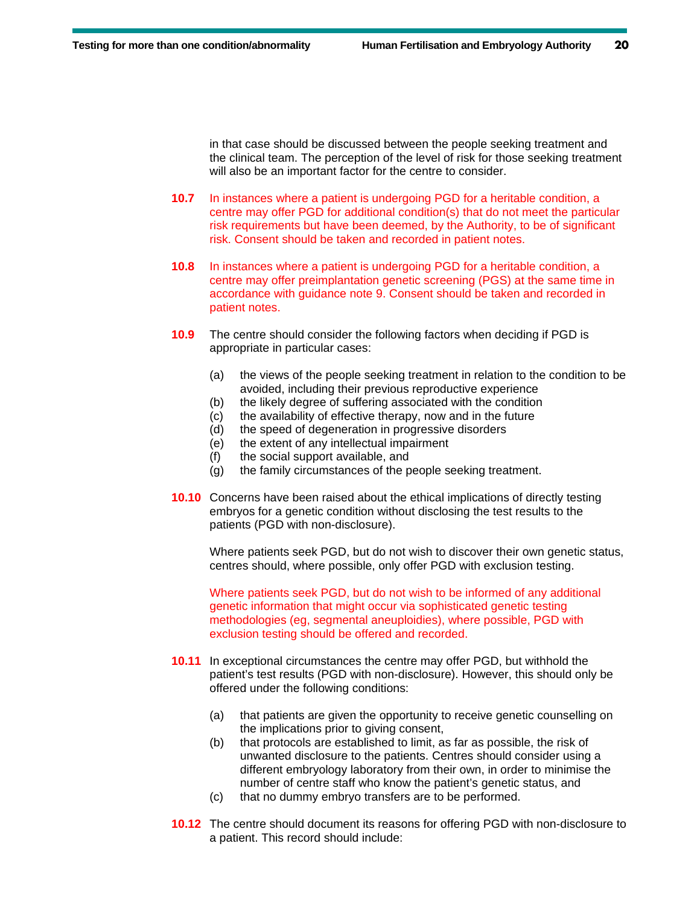in that case should be discussed between the people seeking treatment and the clinical team. The perception of the level of risk for those seeking treatment will also be an important factor for the centre to consider.

**10.7** In instances where a patient is undergoing PGD for a heritable condition, a centre may offer PGD for additional condition(s) that do not meet the particular risk requirements but have been deemed, by the Authority, to be of significant risk. Consent should be taken and recorded in patient notes.

**10.8** In instances where a patient is undergoing PGD for a heritable condition, a centre may offer preimplantation genetic screening (PGS) at the same time in accordance with guidance note 9. Consent should be taken and recorded in patient notes.

**10.9** The centre should consider the following factors when deciding if PGD is appropriate in particular cases:

(a) the views of the people seeking treatment in relation to the condition to be avoided, including their previous reproductive experience
(b) the likely degree of suffering associated with the condition
(c) the availability of effective therapy, now and in the future
(d) the speed of degeneration in progressive disorders
(e) the extent of any intellectual impairment
(f) the social support available, and
(g) the family circumstances of the people seeking treatment.

**10.10** Concerns have been raised about the ethical implications of directly testing embryos for a genetic condition without disclosing the test results to the patients (PGD with non-disclosure).

Where patients seek PGD, but do not wish to discover their own genetic status, centres should, where possible, only offer PGD with exclusion testing.

Where patients seek PGD, but do not wish to be informed of any additional genetic information that might occur via sophisticated genetic testing methodologies (eg, segmental aneuploidies), where possible, PGD with exclusion testing should be offered and recorded.

**10.11** In exceptional circumstances the centre may offer PGD, but withhold the patient's test results (PGD with non-disclosure). However, this should only be offered under the following conditions:

(a) that patients are given the opportunity to receive genetic counselling on the implications prior to giving consent,
(b) that protocols are established to limit, as far as possible, the risk of unwanted disclosure to the patients. Centres should consider using a different embryology laboratory from their own, in order to minimise the number of centre staff who know the patient's genetic status, and
(c) that no dummy embryo transfers are to be performed.

**10.12** The centre should document its reasons for offering PGD with non-disclosure to a patient. This record should include: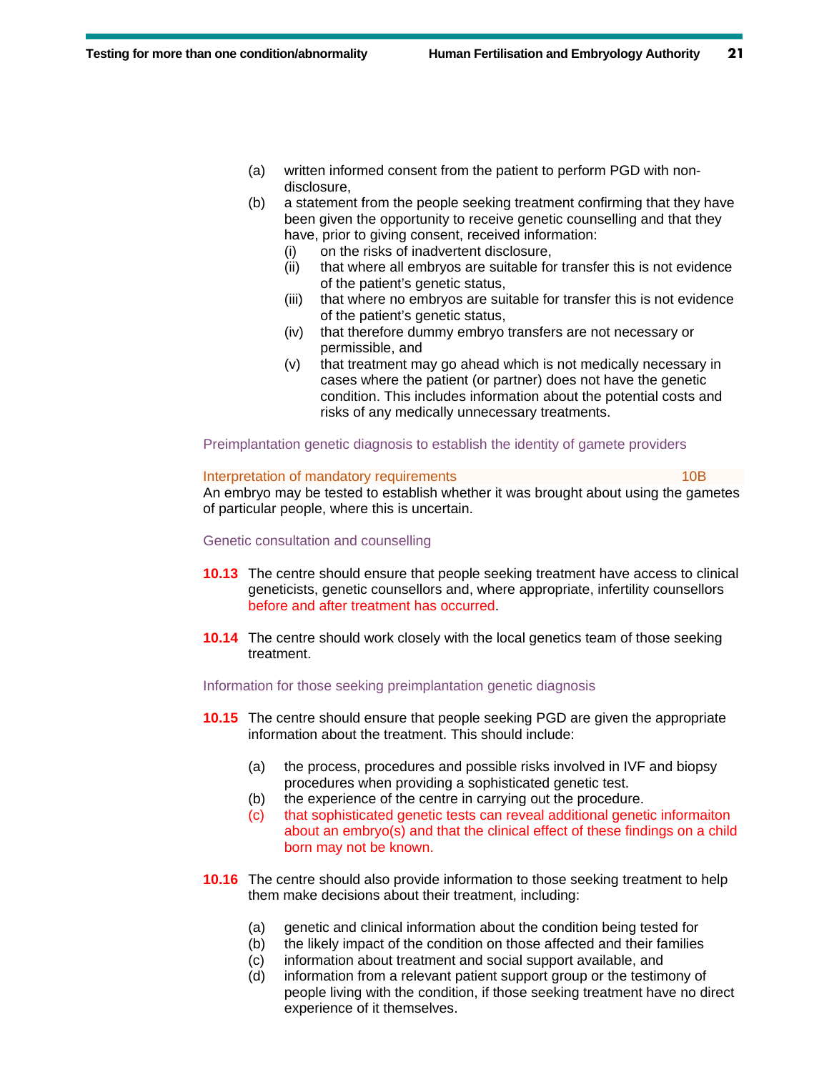(a) written informed consent from the patient to perform PGD with non-disclosure,

(b) a statement from the people seeking treatment confirming that they have been given the opportunity to receive genetic counselling and that they have, prior to giving consent, received information:
   - (i) on the risks of inadvertent disclosure,
   - (ii) that where all embryos are suitable for transfer this is not evidence of the patient's genetic status,
   - (iii) that where no embryos are suitable for transfer this is not evidence of the patient's genetic status,
   - (iv) that therefore dummy embryo transfers are not necessary or permissible, and
   - (v) that treatment may go ahead which is not medically necessary in cases where the patient (or partner) does not have the genetic condition. This includes information about the potential costs and risks of any medically unnecessary treatments.

### Preimplantation genetic diagnosis to establish the identity of gamete providers

**Interpretation of mandatory requirements** 10B

An embryo may be tested to establish whether it was brought about using the gametes of particular people, where this is uncertain.

### Genetic consultation and counselling

**10.13** The centre should ensure that people seeking treatment have access to clinical geneticists, genetic counsellors and, where appropriate, infertility counsellors before and after treatment has occurred.

**10.14** The centre should work closely with the local genetics team of those seeking treatment.

### Information for those seeking preimplantation genetic diagnosis

**10.15** The centre should ensure that people seeking PGD are given the appropriate information about the treatment. This should include:

(a) the process, procedures and possible risks involved in IVF and biopsy procedures when providing a sophisticated genetic test.

(b) the experience of the centre in carrying out the procedure.

(c) that sophisticated genetic tests can reveal additional genetic informaiton about an embryo(s) and that the clinical effect of these findings on a child born may not be known.

**10.16** The centre should also provide information to those seeking treatment to help them make decisions about their treatment, including:

(a) genetic and clinical information about the condition being tested for

(b) the likely impact of the condition on those affected and their families

(c) information about treatment and social support available, and

(d) information from a relevant patient support group or the testimony of people living with the condition, if those seeking treatment have no direct experience of it themselves.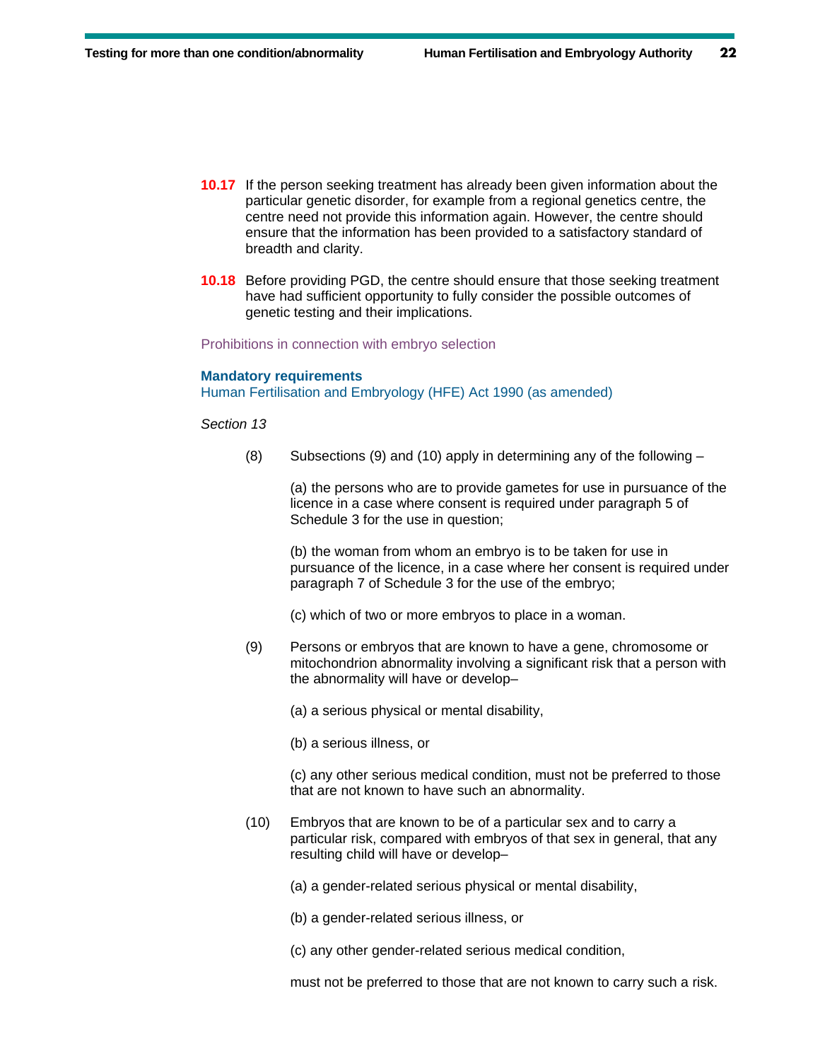**10.17** If the person seeking treatment has already been given information about the particular genetic disorder, for example from a regional genetics centre, the centre need not provide this information again. However, the centre should ensure that the information has been provided to a satisfactory standard of breadth and clarity.

**10.18** Before providing PGD, the centre should ensure that those seeking treatment have had sufficient opportunity to fully consider the possible outcomes of genetic testing and their implications.

### Prohibitions in connection with embryo selection

**Mandatory requirements**
Human Fertilisation and Embryology (HFE) Act 1990 (as amended)

*Section 13*

(8) Subsections (9) and (10) apply in determining any of the following –

(a) the persons who are to provide gametes for use in pursuance of the licence in a case where consent is required under paragraph 5 of Schedule 3 for the use in question;

(b) the woman from whom an embryo is to be taken for use in pursuance of the licence, in a case where her consent is required under paragraph 7 of Schedule 3 for the use of the embryo;

(c) which of two or more embryos to place in a woman.

(9) Persons or embryos that are known to have a gene, chromosome or mitochondrion abnormality involving a significant risk that a person with the abnormality will have or develop–

(a) a serious physical or mental disability,

(b) a serious illness, or

(c) any other serious medical condition, must not be preferred to those that are not known to have such an abnormality.

(10) Embryos that are known to be of a particular sex and to carry a particular risk, compared with embryos of that sex in general, that any resulting child will have or develop–

(a) a gender-related serious physical or mental disability,

(b) a gender-related serious illness, or

(c) any other gender-related serious medical condition,

must not be preferred to those that are not known to carry such a risk.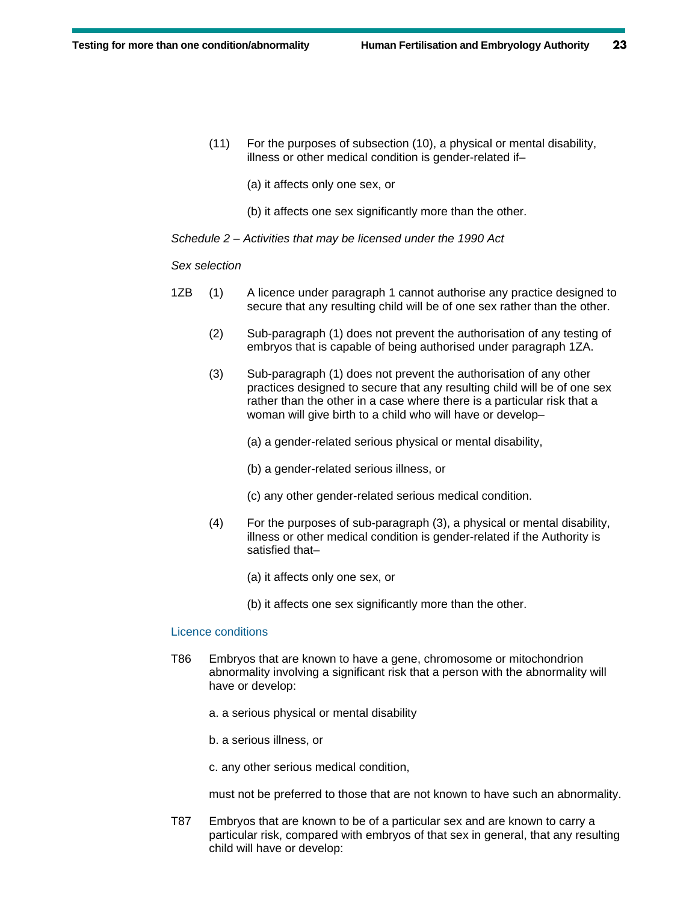(11) For the purposes of subsection (10), a physical or mental disability, illness or other medical condition is gender-related if–

(a) it affects only one sex, or

(b) it affects one sex significantly more than the other.

*Schedule 2 – Activities that may be licensed under the 1990 Act*

*Sex selection*

1ZB (1) A licence under paragraph 1 cannot authorise any practice designed to secure that any resulting child will be of one sex rather than the other.

(2) Sub-paragraph (1) does not prevent the authorisation of any testing of embryos that is capable of being authorised under paragraph 1ZA.

(3) Sub-paragraph (1) does not prevent the authorisation of any other practices designed to secure that any resulting child will be of one sex rather than the other in a case where there is a particular risk that a woman will give birth to a child who will have or develop–

(a) a gender-related serious physical or mental disability,

(b) a gender-related serious illness, or

(c) any other gender-related serious medical condition.

(4) For the purposes of sub-paragraph (3), a physical or mental disability, illness or other medical condition is gender-related if the Authority is satisfied that–

(a) it affects only one sex, or

(b) it affects one sex significantly more than the other.

### Licence conditions

T86 Embryos that are known to have a gene, chromosome or mitochondrion abnormality involving a significant risk that a person with the abnormality will have or develop:

a. a serious physical or mental disability

b. a serious illness, or

c. any other serious medical condition,

must not be preferred to those that are not known to have such an abnormality.

T87 Embryos that are known to be of a particular sex and are known to carry a particular risk, compared with embryos of that sex in general, that any resulting child will have or develop: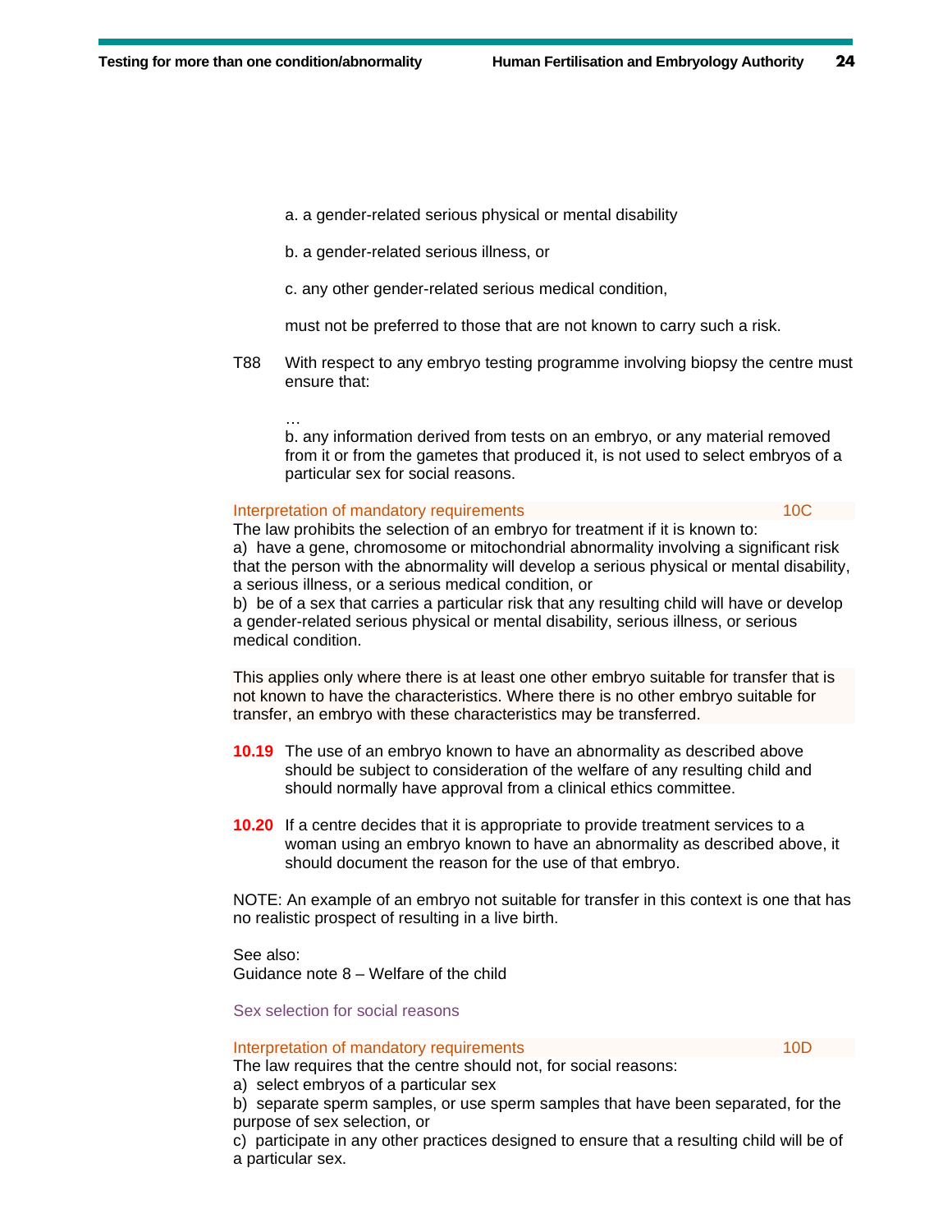a. a gender-related serious physical or mental disability

b. a gender-related serious illness, or

c. any other gender-related serious medical condition,

must not be preferred to those that are not known to carry such a risk.

T88 With respect to any embryo testing programme involving biopsy the centre must ensure that:

…

b. any information derived from tests on an embryo, or any material removed from it or from the gametes that produced it, is not used to select embryos of a particular sex for social reasons.

Interpretation of mandatory requirements 10C

The law prohibits the selection of an embryo for treatment if it is known to:

a) have a gene, chromosome or mitochondrial abnormality involving a significant risk that the person with the abnormality will develop a serious physical or mental disability, a serious illness, or a serious medical condition, or

b) be of a sex that carries a particular risk that any resulting child will have or develop a gender-related serious physical or mental disability, serious illness, or serious medical condition.

This applies only where there is at least one other embryo suitable for transfer that is not known to have the characteristics. Where there is no other embryo suitable for transfer, an embryo with these characteristics may be transferred.

**10.19** The use of an embryo known to have an abnormality as described above should be subject to consideration of the welfare of any resulting child and should normally have approval from a clinical ethics committee.

**10.20** If a centre decides that it is appropriate to provide treatment services to a woman using an embryo known to have an abnormality as described above, it should document the reason for the use of that embryo.

NOTE: An example of an embryo not suitable for transfer in this context is one that has no realistic prospect of resulting in a live birth.

See also:
Guidance note 8 – Welfare of the child

### Sex selection for social reasons

Interpretation of mandatory requirements 10D

The law requires that the centre should not, for social reasons:

a) select embryos of a particular sex

b) separate sperm samples, or use sperm samples that have been separated, for the purpose of sex selection, or

c) participate in any other practices designed to ensure that a resulting child will be of a particular sex.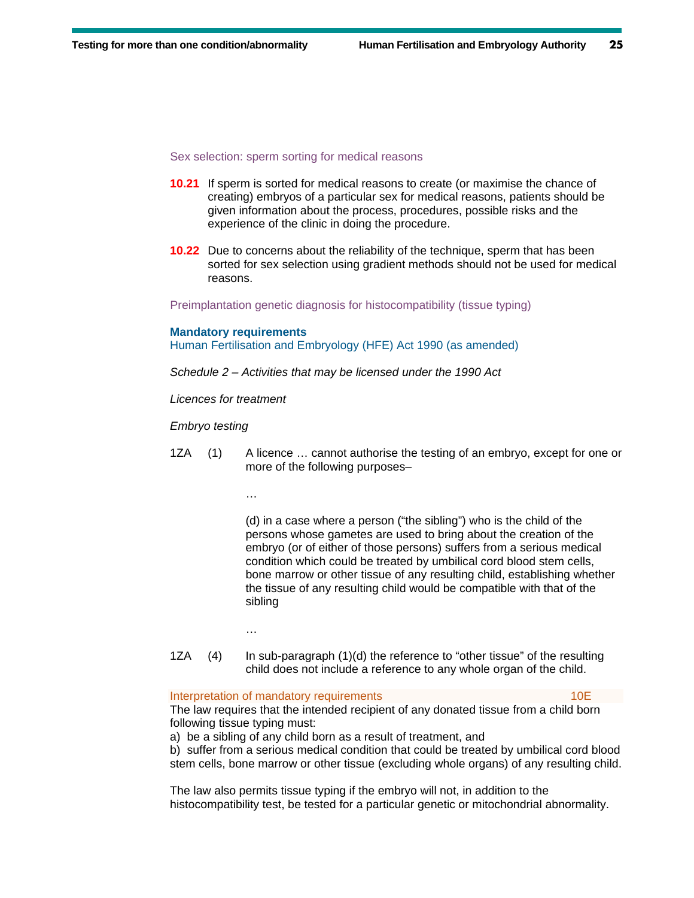### Sex selection: sperm sorting for medical reasons

**10.21** If sperm is sorted for medical reasons to create (or maximise the chance of creating) embryos of a particular sex for medical reasons, patients should be given information about the process, procedures, possible risks and the experience of the clinic in doing the procedure.

**10.22** Due to concerns about the reliability of the technique, sperm that has been sorted for sex selection using gradient methods should not be used for medical reasons.

### Preimplantation genetic diagnosis for histocompatibility (tissue typing)

**Mandatory requirements**

Human Fertilisation and Embryology (HFE) Act 1990 (as amended)

*Schedule 2 – Activities that may be licensed under the 1990 Act*

*Licences for treatment*

*Embryo testing*

1ZA (1) A licence … cannot authorise the testing of an embryo, except for one or more of the following purposes–

…

(d) in a case where a person ("the sibling") who is the child of the persons whose gametes are used to bring about the creation of the embryo (or of either of those persons) suffers from a serious medical condition which could be treated by umbilical cord blood stem cells, bone marrow or other tissue of any resulting child, establishing whether the tissue of any resulting child would be compatible with that of the sibling

…

1ZA (4) In sub-paragraph (1)(d) the reference to "other tissue" of the resulting child does not include a reference to any whole organ of the child.

**Interpretation of mandatory requirements** 10E

The law requires that the intended recipient of any donated tissue from a child born following tissue typing must:

a) be a sibling of any child born as a result of treatment, and

b) suffer from a serious medical condition that could be treated by umbilical cord blood stem cells, bone marrow or other tissue (excluding whole organs) of any resulting child.

The law also permits tissue typing if the embryo will not, in addition to the histocompatibility test, be tested for a particular genetic or mitochondrial abnormality.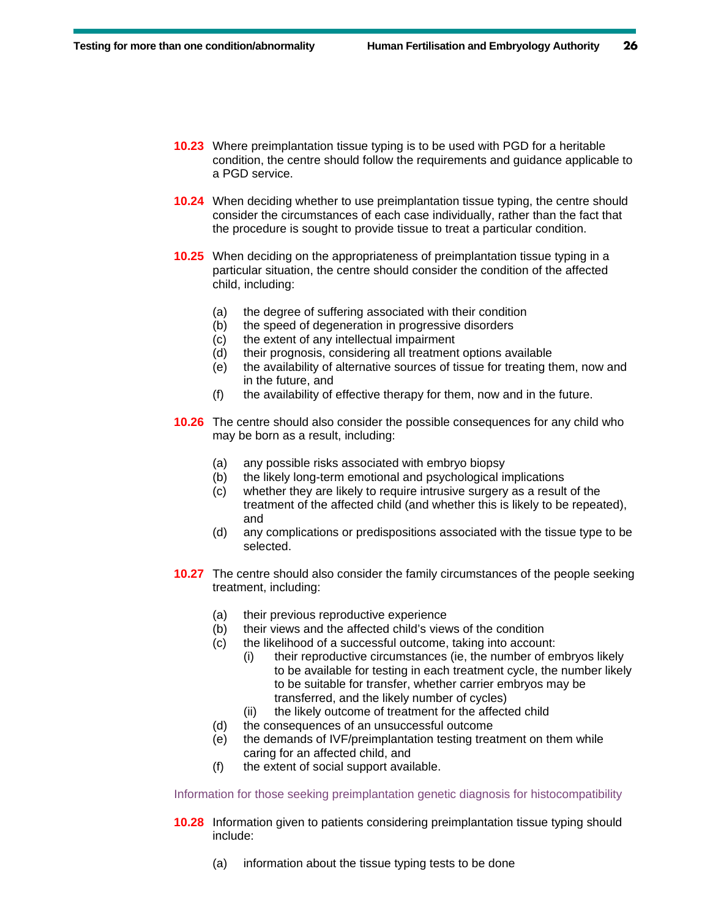**10.23** Where preimplantation tissue typing is to be used with PGD for a heritable condition, the centre should follow the requirements and guidance applicable to a PGD service.

**10.24** When deciding whether to use preimplantation tissue typing, the centre should consider the circumstances of each case individually, rather than the fact that the procedure is sought to provide tissue to treat a particular condition.

**10.25** When deciding on the appropriateness of preimplantation tissue typing in a particular situation, the centre should consider the condition of the affected child, including:

- (a) the degree of suffering associated with their condition
- (b) the speed of degeneration in progressive disorders
- (c) the extent of any intellectual impairment
- (d) their prognosis, considering all treatment options available
- (e) the availability of alternative sources of tissue for treating them, now and in the future, and
- (f) the availability of effective therapy for them, now and in the future.

**10.26** The centre should also consider the possible consequences for any child who may be born as a result, including:

- (a) any possible risks associated with embryo biopsy
- (b) the likely long-term emotional and psychological implications
- (c) whether they are likely to require intrusive surgery as a result of the treatment of the affected child (and whether this is likely to be repeated), and
- (d) any complications or predispositions associated with the tissue type to be selected.

**10.27** The centre should also consider the family circumstances of the people seeking treatment, including:

- (a) their previous reproductive experience
- (b) their views and the affected child's views of the condition
- (c) the likelihood of a successful outcome, taking into account:
  - (i) their reproductive circumstances (ie, the number of embryos likely to be available for testing in each treatment cycle, the number likely to be suitable for transfer, whether carrier embryos may be transferred, and the likely number of cycles)
  - (ii) the likely outcome of treatment for the affected child
- (d) the consequences of an unsuccessful outcome
- (e) the demands of IVF/preimplantation testing treatment on them while caring for an affected child, and
- (f) the extent of social support available.

### Information for those seeking preimplantation genetic diagnosis for histocompatibility

**10.28** Information given to patients considering preimplantation tissue typing should include:

- (a) information about the tissue typing tests to be done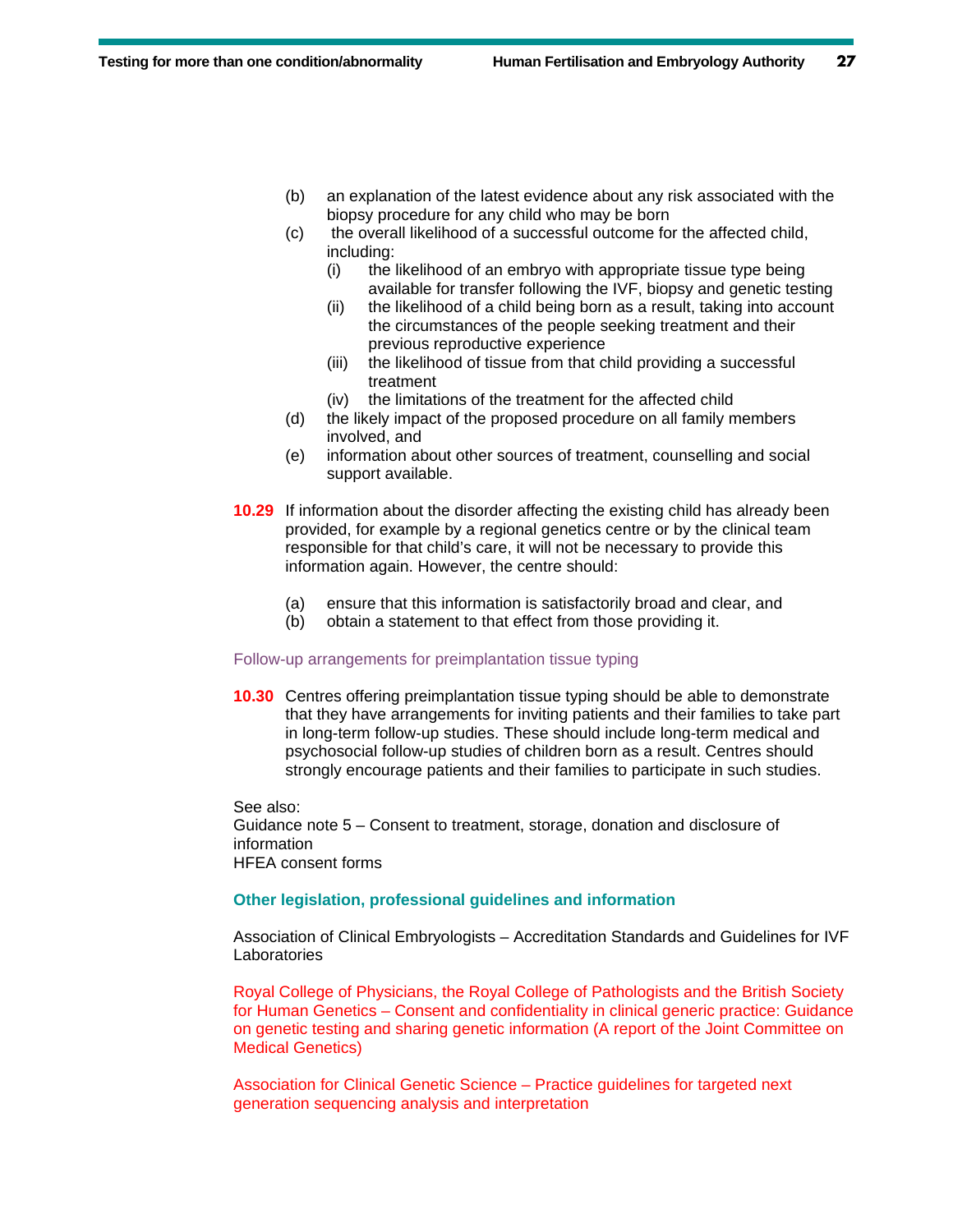(b) an explanation of the latest evidence about any risk associated with the biopsy procedure for any child who may be born

(c) the overall likelihood of a successful outcome for the affected child, including:

  (i) the likelihood of an embryo with appropriate tissue type being available for transfer following the IVF, biopsy and genetic testing

  (ii) the likelihood of a child being born as a result, taking into account the circumstances of the people seeking treatment and their previous reproductive experience

  (iii) the likelihood of tissue from that child providing a successful treatment

  (iv) the limitations of the treatment for the affected child

(d) the likely impact of the proposed procedure on all family members involved, and

(e) information about other sources of treatment, counselling and social support available.

**10.29** If information about the disorder affecting the existing child has already been provided, for example by a regional genetics centre or by the clinical team responsible for that child's care, it will not be necessary to provide this information again. However, the centre should:

(a) ensure that this information is satisfactorily broad and clear, and

(b) obtain a statement to that effect from those providing it.

### Follow-up arrangements for preimplantation tissue typing

**10.30** Centres offering preimplantation tissue typing should be able to demonstrate that they have arrangements for inviting patients and their families to take part in long-term follow-up studies. These should include long-term medical and psychosocial follow-up studies of children born as a result. Centres should strongly encourage patients and their families to participate in such studies.

See also:
Guidance note 5 – Consent to treatment, storage, donation and disclosure of information
HFEA consent forms

## Other legislation, professional guidelines and information

Association of Clinical Embryologists – Accreditation Standards and Guidelines for IVF Laboratories

Royal College of Physicians, the Royal College of Pathologists and the British Society for Human Genetics – Consent and confidentiality in clinical generic practice: Guidance on genetic testing and sharing genetic information (A report of the Joint Committee on Medical Genetics)

Association for Clinical Genetic Science – Practice guidelines for targeted next generation sequencing analysis and interpretation